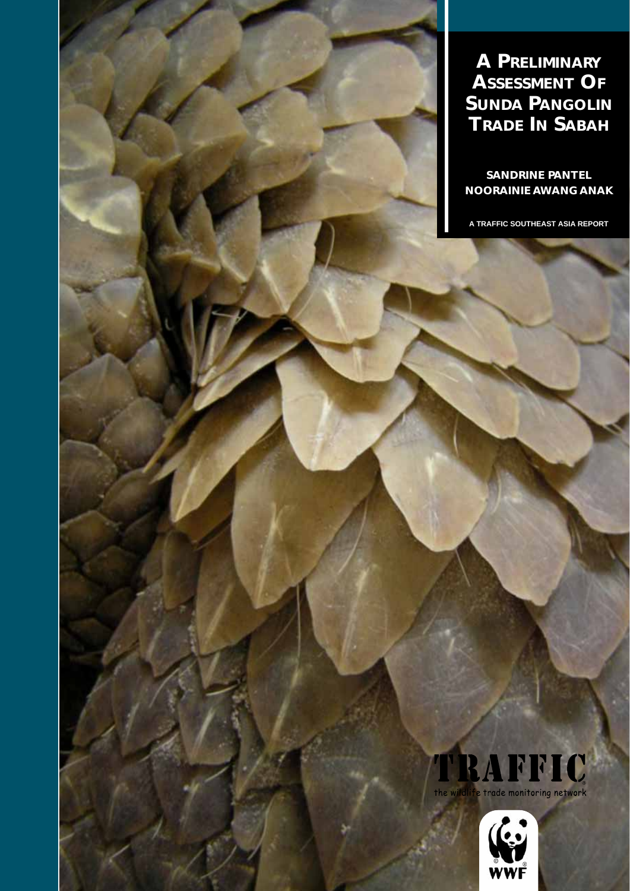# A Preliminary Assessment Of Sunda Pangolin Trade In Sabah

**SANDRINE PANTEL**
**NOORAINIE AWANG ANAK**

A TRAFFIC SOUTHEAST ASIA REPORT

TRAFFIC
the wildlife trade monitoring network

WWF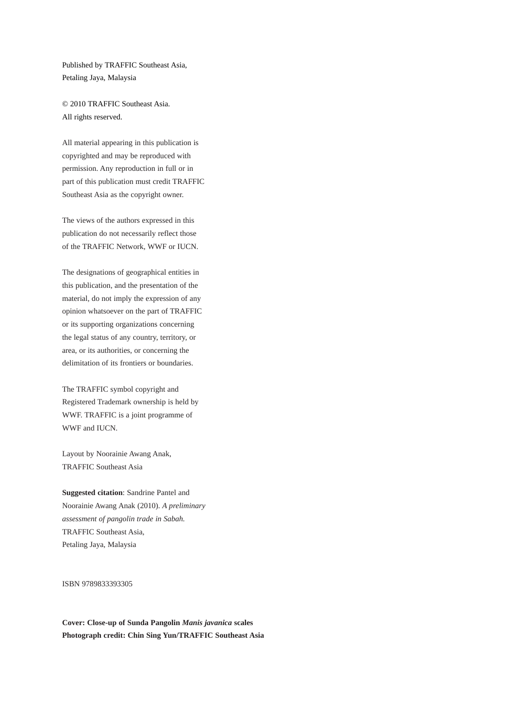Published by TRAFFIC Southeast Asia,
Petaling Jaya, Malaysia

© 2010 TRAFFIC Southeast Asia.
All rights reserved.

All material appearing in this publication is copyrighted and may be reproduced with permission. Any reproduction in full or in part of this publication must credit TRAFFIC Southeast Asia as the copyright owner.

The views of the authors expressed in this publication do not necessarily reflect those of the TRAFFIC Network, WWF or IUCN.

The designations of geographical entities in this publication, and the presentation of the material, do not imply the expression of any opinion whatsoever on the part of TRAFFIC or its supporting organizations concerning the legal status of any country, territory, or area, or its authorities, or concerning the delimitation of its frontiers or boundaries.

The TRAFFIC symbol copyright and Registered Trademark ownership is held by WWF. TRAFFIC is a joint programme of WWF and IUCN.

Layout by Noorainie Awang Anak,
TRAFFIC Southeast Asia

**Suggested citation**: Sandrine Pantel and Noorainie Awang Anak (2010). *A preliminary assessment of pangolin trade in Sabah.* TRAFFIC Southeast Asia,
Petaling Jaya, Malaysia

ISBN 9789833393305

**Cover: Close-up of Sunda Pangolin *Manis javanica* scales**
**Photograph credit: Chin Sing Yun/TRAFFIC Southeast Asia**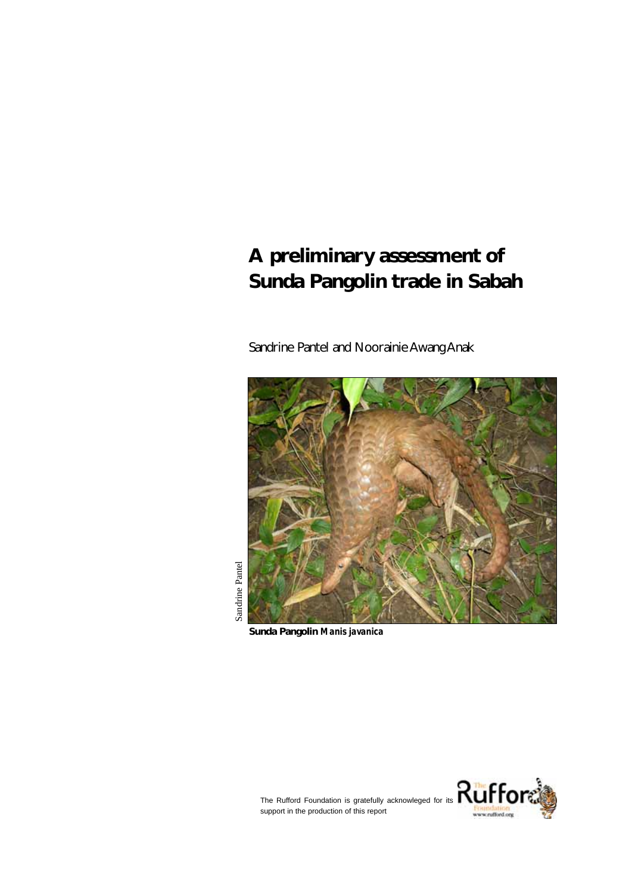# A preliminary assessment of Sunda Pangolin trade in Sabah

Sandrine Pantel and Noorainie Awang Anak

Sandrine Pantel

**Sunda Pangolin *Manis javanica***

The Rufford Foundation is gratefully acknowleged for its support in the production of this report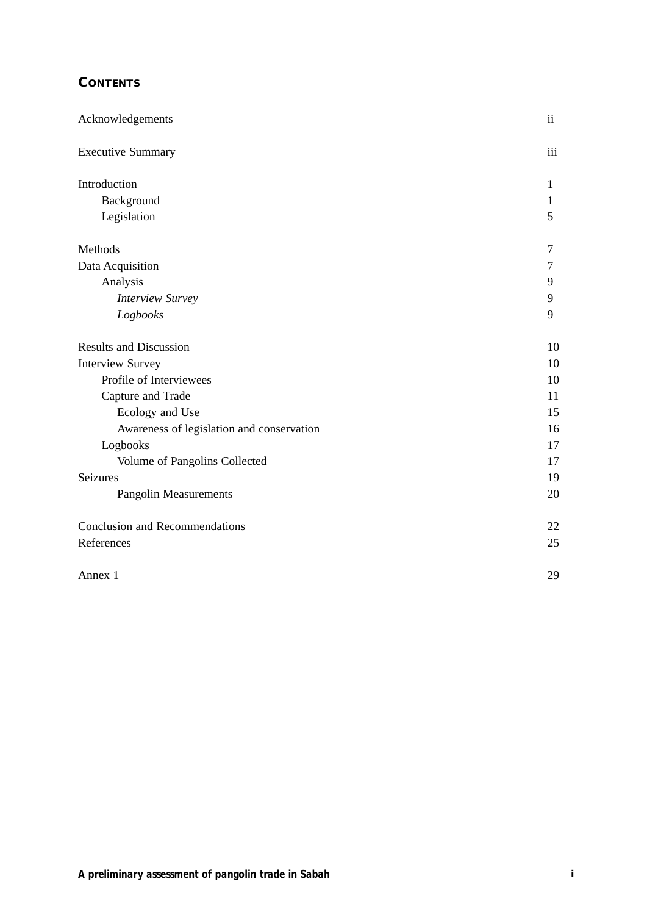## CONTENTS

| | |
|---|---|
| Acknowledgements | ii |
| Executive Summary | iii |
| Introduction | 1 |
| Background | 1 |
| Legislation | 5 |
| Methods | 7 |
| Data Acquisition | 7 |
| Analysis | 9 |
| *Interview Survey* | 9 |
| *Logbooks* | 9 |
| Results and Discussion | 10 |
| Interview Survey | 10 |
| Profile of Interviewees | 10 |
| Capture and Trade | 11 |
| Ecology and Use | 15 |
| Awareness of legislation and conservation | 16 |
| Logbooks | 17 |
| Volume of Pangolins Collected | 17 |
| Seizures | 19 |
| Pangolin Measurements | 20 |
| Conclusion and Recommendations | 22 |
| References | 25 |
| Annex 1 | 29 |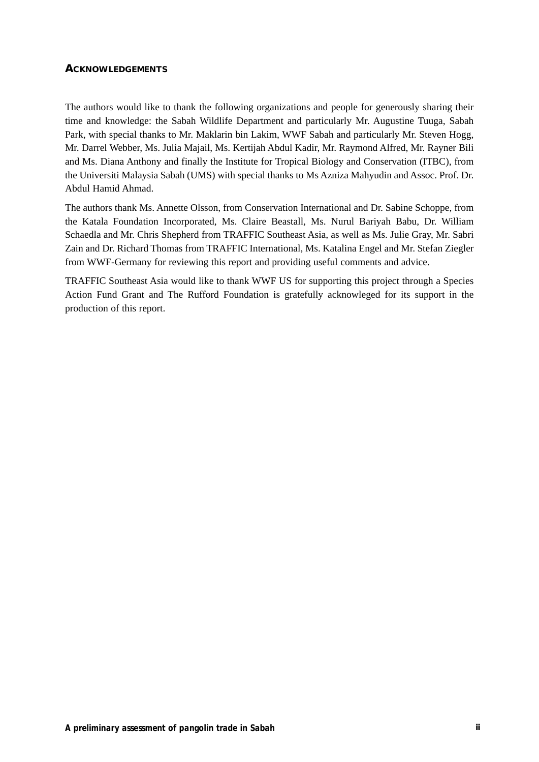## ACKNOWLEDGEMENTS

The authors would like to thank the following organizations and people for generously sharing their time and knowledge: the Sabah Wildlife Department and particularly Mr. Augustine Tuuga, Sabah Park, with special thanks to Mr. Maklarin bin Lakim, WWF Sabah and particularly Mr. Steven Hogg, Mr. Darrel Webber, Ms. Julia Majail, Ms. Kertijah Abdul Kadir, Mr. Raymond Alfred, Mr. Rayner Bili and Ms. Diana Anthony and finally the Institute for Tropical Biology and Conservation (ITBC), from the Universiti Malaysia Sabah (UMS) with special thanks to Ms Azniza Mahyudin and Assoc. Prof. Dr. Abdul Hamid Ahmad.

The authors thank Ms. Annette Olsson, from Conservation International and Dr. Sabine Schoppe, from the Katala Foundation Incorporated, Ms. Claire Beastall, Ms. Nurul Bariyah Babu, Dr. William Schaedla and Mr. Chris Shepherd from TRAFFIC Southeast Asia, as well as Ms. Julie Gray, Mr. Sabri Zain and Dr. Richard Thomas from TRAFFIC International, Ms. Katalina Engel and Mr. Stefan Ziegler from WWF-Germany for reviewing this report and providing useful comments and advice.

TRAFFIC Southeast Asia would like to thank WWF US for supporting this project through a Species Action Fund Grant and The Rufford Foundation is gratefully acknowleged for its support in the production of this report.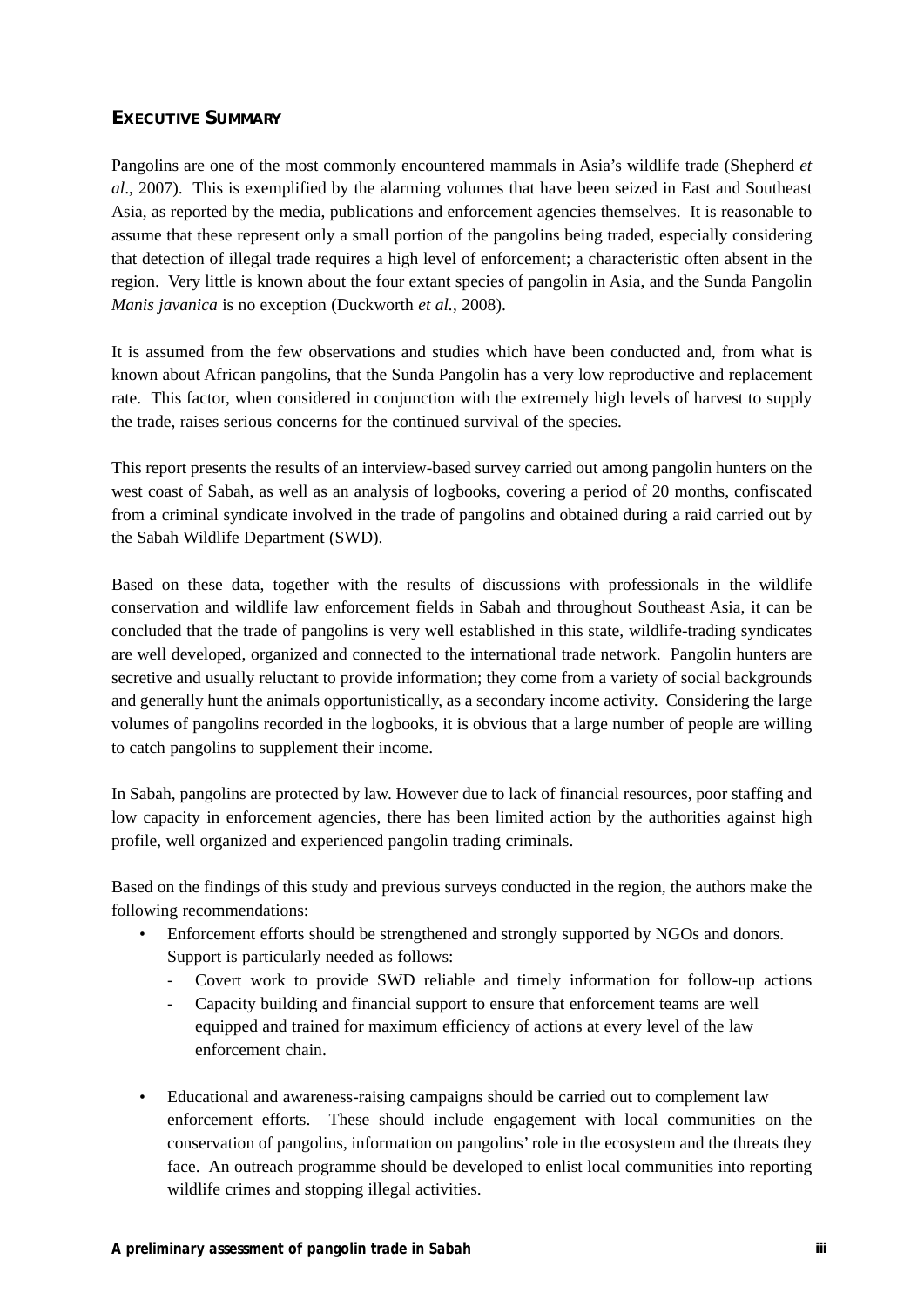## EXECUTIVE SUMMARY

Pangolins are one of the most commonly encountered mammals in Asia's wildlife trade (Shepherd *et al*., 2007). This is exemplified by the alarming volumes that have been seized in East and Southeast Asia, as reported by the media, publications and enforcement agencies themselves. It is reasonable to assume that these represent only a small portion of the pangolins being traded, especially considering that detection of illegal trade requires a high level of enforcement; a characteristic often absent in the region. Very little is known about the four extant species of pangolin in Asia, and the Sunda Pangolin *Manis javanica* is no exception (Duckworth *et al.*, 2008).

It is assumed from the few observations and studies which have been conducted and, from what is known about African pangolins, that the Sunda Pangolin has a very low reproductive and replacement rate. This factor, when considered in conjunction with the extremely high levels of harvest to supply the trade, raises serious concerns for the continued survival of the species.

This report presents the results of an interview-based survey carried out among pangolin hunters on the west coast of Sabah, as well as an analysis of logbooks, covering a period of 20 months, confiscated from a criminal syndicate involved in the trade of pangolins and obtained during a raid carried out by the Sabah Wildlife Department (SWD).

Based on these data, together with the results of discussions with professionals in the wildlife conservation and wildlife law enforcement fields in Sabah and throughout Southeast Asia, it can be concluded that the trade of pangolins is very well established in this state, wildlife-trading syndicates are well developed, organized and connected to the international trade network. Pangolin hunters are secretive and usually reluctant to provide information; they come from a variety of social backgrounds and generally hunt the animals opportunistically, as a secondary income activity. Considering the large volumes of pangolins recorded in the logbooks, it is obvious that a large number of people are willing to catch pangolins to supplement their income.

In Sabah, pangolins are protected by law. However due to lack of financial resources, poor staffing and low capacity in enforcement agencies, there has been limited action by the authorities against high profile, well organized and experienced pangolin trading criminals.

Based on the findings of this study and previous surveys conducted in the region, the authors make the following recommendations:

- Enforcement efforts should be strengthened and strongly supported by NGOs and donors. Support is particularly needed as follows:
  - Covert work to provide SWD reliable and timely information for follow-up actions
  - Capacity building and financial support to ensure that enforcement teams are well equipped and trained for maximum efficiency of actions at every level of the law enforcement chain.

- Educational and awareness-raising campaigns should be carried out to complement law enforcement efforts. These should include engagement with local communities on the conservation of pangolins, information on pangolins' role in the ecosystem and the threats they face. An outreach programme should be developed to enlist local communities into reporting wildlife crimes and stopping illegal activities.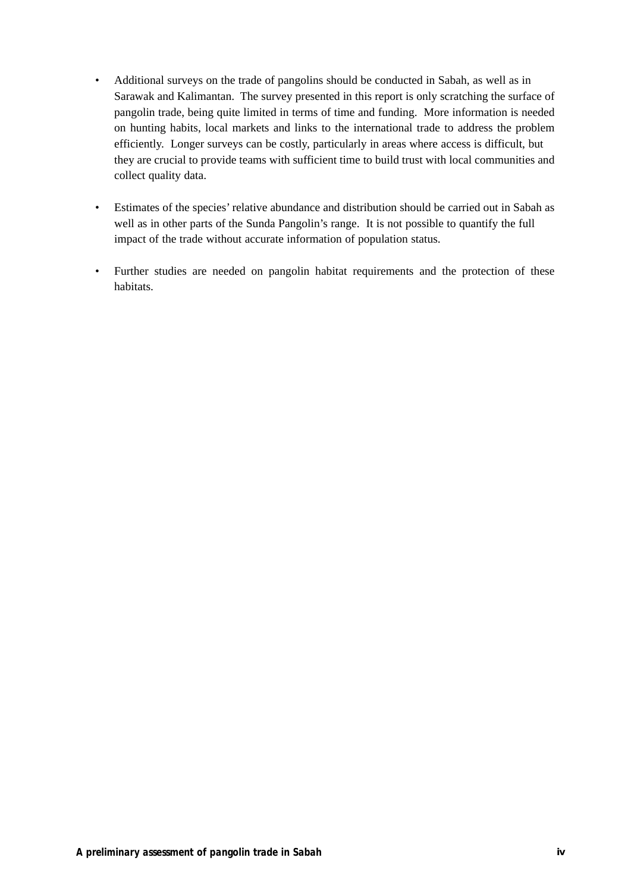- Additional surveys on the trade of pangolins should be conducted in Sabah, as well as in Sarawak and Kalimantan. The survey presented in this report is only scratching the surface of pangolin trade, being quite limited in terms of time and funding. More information is needed on hunting habits, local markets and links to the international trade to address the problem efficiently. Longer surveys can be costly, particularly in areas where access is difficult, but they are crucial to provide teams with sufficient time to build trust with local communities and collect quality data.

- Estimates of the species' relative abundance and distribution should be carried out in Sabah as well as in other parts of the Sunda Pangolin's range. It is not possible to quantify the full impact of the trade without accurate information of population status.

- Further studies are needed on pangolin habitat requirements and the protection of these habitats.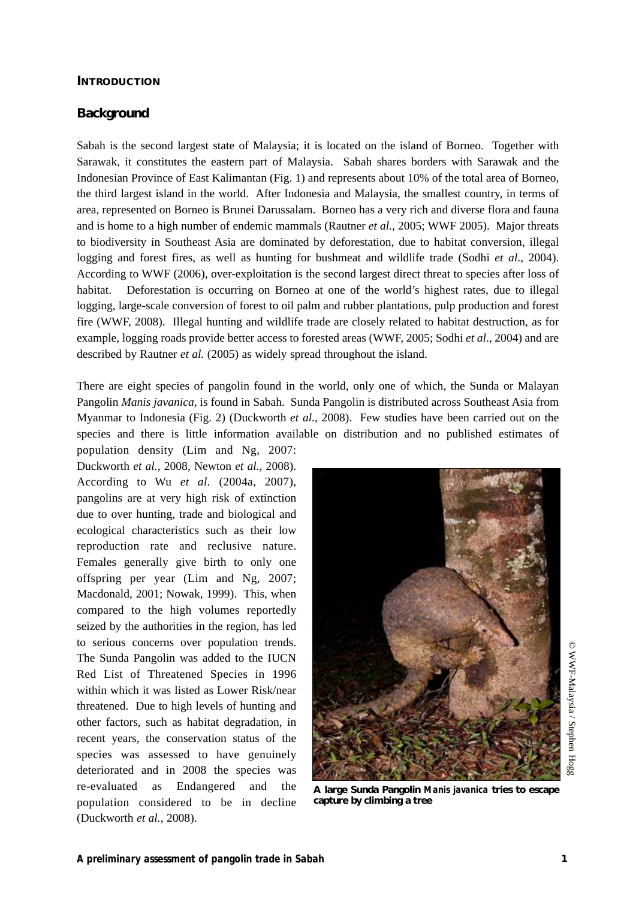# INTRODUCTION

## Background

Sabah is the second largest state of Malaysia; it is located on the island of Borneo. Together with Sarawak, it constitutes the eastern part of Malaysia. Sabah shares borders with Sarawak and the Indonesian Province of East Kalimantan (Fig. 1) and represents about 10% of the total area of Borneo, the third largest island in the world. After Indonesia and Malaysia, the smallest country, in terms of area, represented on Borneo is Brunei Darussalam. Borneo has a very rich and diverse flora and fauna and is home to a high number of endemic mammals (Rautner *et al.*, 2005; WWF 2005). Major threats to biodiversity in Southeast Asia are dominated by deforestation, due to habitat conversion, illegal logging and forest fires, as well as hunting for bushmeat and wildlife trade (Sodhi *et al*., 2004). According to WWF (2006), over-exploitation is the second largest direct threat to species after loss of habitat. Deforestation is occurring on Borneo at one of the world's highest rates, due to illegal logging, large-scale conversion of forest to oil palm and rubber plantations, pulp production and forest fire (WWF, 2008). Illegal hunting and wildlife trade are closely related to habitat destruction, as for example, logging roads provide better access to forested areas (WWF, 2005; Sodhi *et al*., 2004) and are described by Rautner *et al.* (2005) as widely spread throughout the island.

There are eight species of pangolin found in the world, only one of which, the Sunda or Malayan Pangolin *Manis javanica*, is found in Sabah. Sunda Pangolin is distributed across Southeast Asia from Myanmar to Indonesia (Fig. 2) (Duckworth *et al.*, 2008). Few studies have been carried out on the species and there is little information available on distribution and no published estimates of population density (Lim and Ng, 2007: Duckworth *et al.*, 2008, Newton *et al.*, 2008). According to Wu *et al*. (2004a, 2007), pangolins are at very high risk of extinction due to over hunting, trade and biological and ecological characteristics such as their low reproduction rate and reclusive nature. Females generally give birth to only one offspring per year (Lim and Ng, 2007; Macdonald, 2001; Nowak, 1999). This, when compared to the high volumes reportedly seized by the authorities in the region, has led to serious concerns over population trends. The Sunda Pangolin was added to the IUCN Red List of Threatened Species in 1996 within which it was listed as Lower Risk/near threatened. Due to high levels of hunting and other factors, such as habitat degradation, in recent years, the conservation status of the species was assessed to have genuinely deteriorated and in 2008 the species was re-evaluated as Endangered and the population considered to be in decline (Duckworth *et al.*, 2008).

**A large Sunda Pangolin *Manis javanica* tries to escape capture by climbing a tree**

© WWF-Malaysia / Stephen Hogg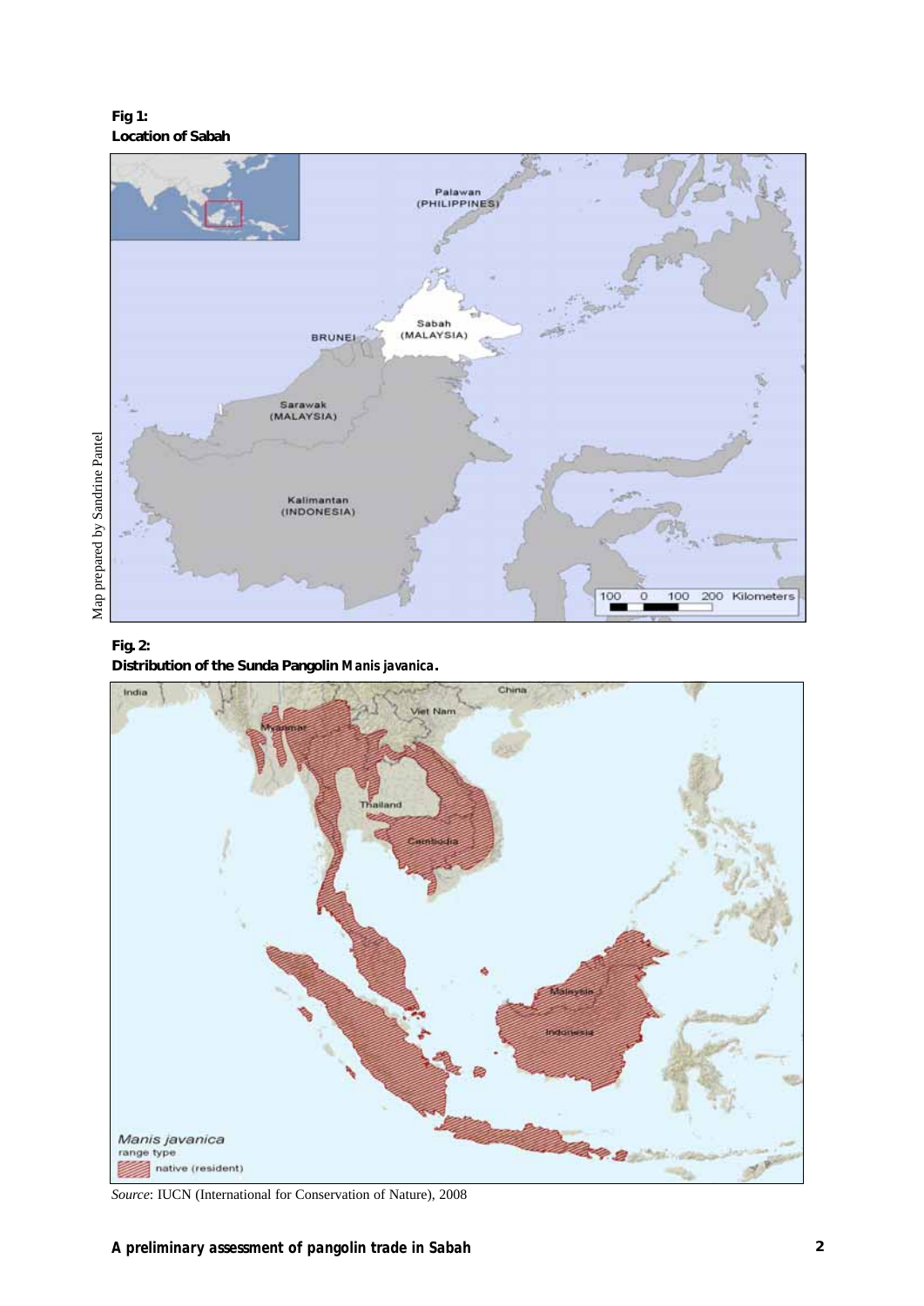**Fig 1:**
**Location of Sabah**

Map prepared by Sandrine Pantel

**Fig. 2:**
**Distribution of the Sunda Pangolin *Manis javanica*.**

*Source*: IUCN (International for Conservation of Nature), 2008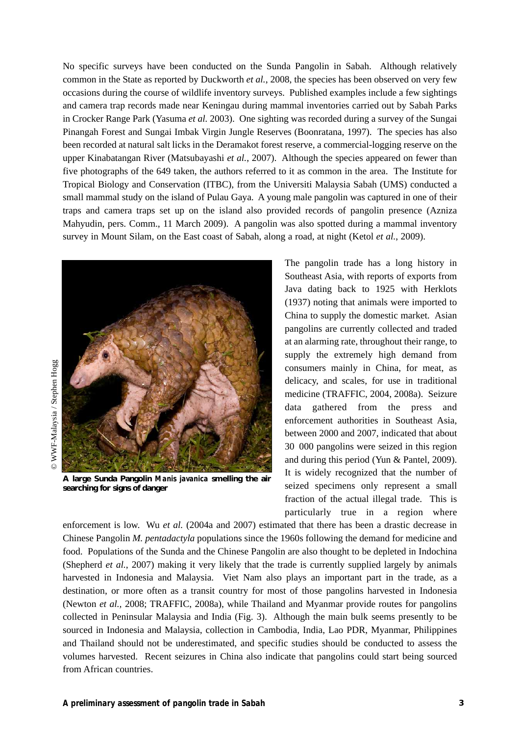No specific surveys have been conducted on the Sunda Pangolin in Sabah. Although relatively common in the State as reported by Duckworth *et al.*, 2008, the species has been observed on very few occasions during the course of wildlife inventory surveys. Published examples include a few sightings and camera trap records made near Keningau during mammal inventories carried out by Sabah Parks in Crocker Range Park (Yasuma *et al.* 2003). One sighting was recorded during a survey of the Sungai Pinangah Forest and Sungai Imbak Virgin Jungle Reserves (Boonratana, 1997). The species has also been recorded at natural salt licks in the Deramakot forest reserve, a commercial-logging reserve on the upper Kinabatangan River (Matsubayashi *et al.*, 2007). Although the species appeared on fewer than five photographs of the 649 taken, the authors referred to it as common in the area. The Institute for Tropical Biology and Conservation (ITBC), from the Universiti Malaysia Sabah (UMS) conducted a small mammal study on the island of Pulau Gaya. A young male pangolin was captured in one of their traps and camera traps set up on the island also provided records of pangolin presence (Azniza Mahyudin, pers. Comm., 11 March 2009). A pangolin was also spotted during a mammal inventory survey in Mount Silam, on the East coast of Sabah, along a road, at night (Ketol *et al.*, 2009).

© WWF-Malaysia / Stephen Hogg

**A large Sunda Pangolin *Manis javanica* smelling the air searching for signs of danger**

The pangolin trade has a long history in Southeast Asia, with reports of exports from Java dating back to 1925 with Herklots (1937) noting that animals were imported to China to supply the domestic market. Asian pangolins are currently collected and traded at an alarming rate, throughout their range, to supply the extremely high demand from consumers mainly in China, for meat, as delicacy, and scales, for use in traditional medicine (TRAFFIC, 2004, 2008a). Seizure data gathered from the press and enforcement authorities in Southeast Asia, between 2000 and 2007, indicated that about 30 000 pangolins were seized in this region and during this period (Yun & Pantel, 2009). It is widely recognized that the number of seized specimens only represent a small fraction of the actual illegal trade. This is particularly true in a region where enforcement is low. Wu *et al.* (2004a and 2007) estimated that there has been a drastic decrease in Chinese Pangolin *M. pentadactyla* populations since the 1960s following the demand for medicine and food. Populations of the Sunda and the Chinese Pangolin are also thought to be depleted in Indochina (Shepherd *et al.*, 2007) making it very likely that the trade is currently supplied largely by animals harvested in Indonesia and Malaysia. Viet Nam also plays an important part in the trade, as a destination, or more often as a transit country for most of those pangolins harvested in Indonesia (Newton *et al.*, 2008; TRAFFIC, 2008a), while Thailand and Myanmar provide routes for pangolins collected in Peninsular Malaysia and India (Fig. 3). Although the main bulk seems presently to be sourced in Indonesia and Malaysia, collection in Cambodia, India, Lao PDR, Myanmar, Philippines and Thailand should not be underestimated, and specific studies should be conducted to assess the volumes harvested. Recent seizures in China also indicate that pangolins could start being sourced from African countries.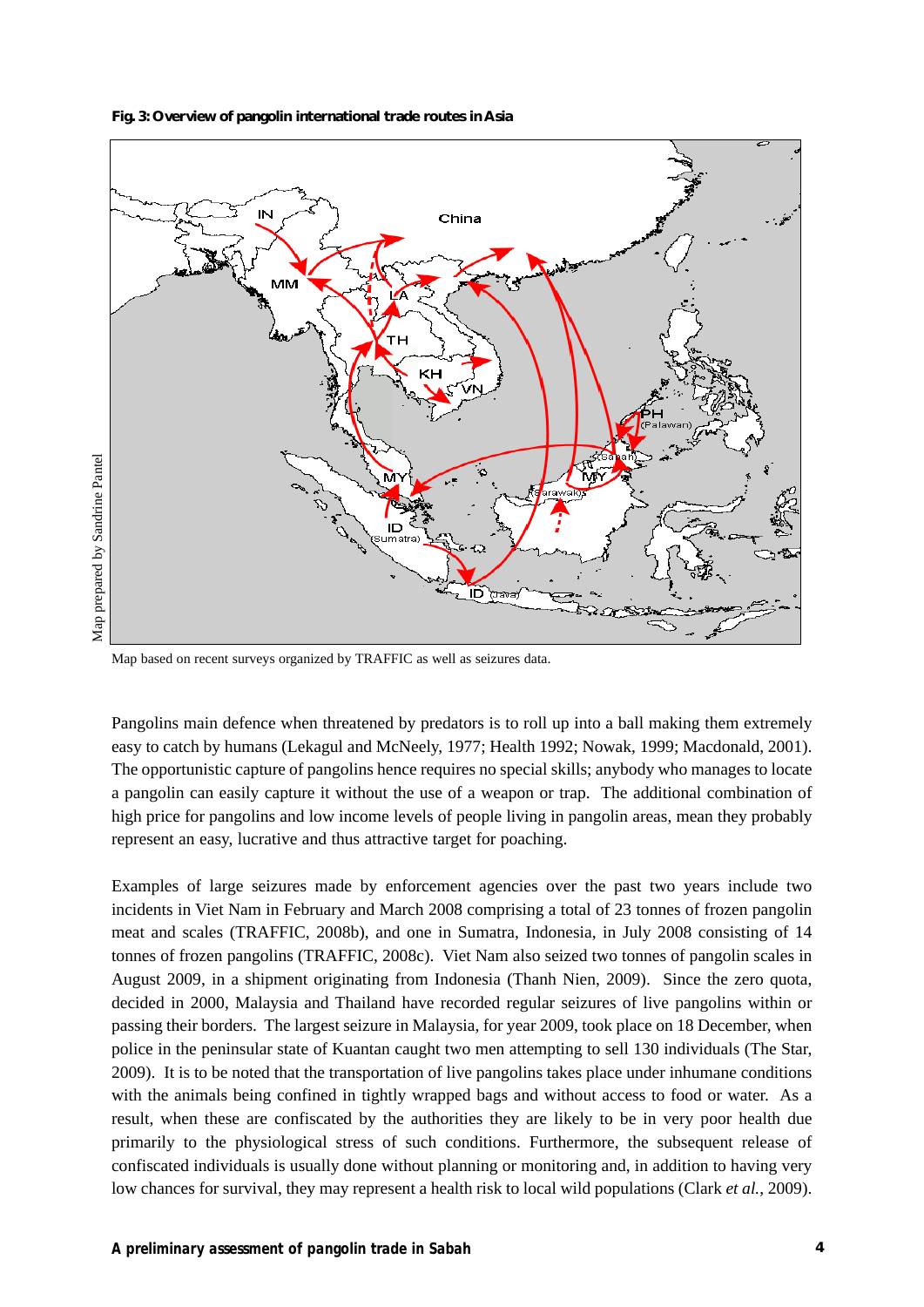**Fig. 3: Overview of pangolin international trade routes in Asia**

Map prepared by Sandrine Pantel

Map based on recent surveys organized by TRAFFIC as well as seizures data.

Pangolins main defence when threatened by predators is to roll up into a ball making them extremely easy to catch by humans (Lekagul and McNeely, 1977; Health 1992; Nowak, 1999; Macdonald, 2001). The opportunistic capture of pangolins hence requires no special skills; anybody who manages to locate a pangolin can easily capture it without the use of a weapon or trap. The additional combination of high price for pangolins and low income levels of people living in pangolin areas, mean they probably represent an easy, lucrative and thus attractive target for poaching.

Examples of large seizures made by enforcement agencies over the past two years include two incidents in Viet Nam in February and March 2008 comprising a total of 23 tonnes of frozen pangolin meat and scales (TRAFFIC, 2008b), and one in Sumatra, Indonesia, in July 2008 consisting of 14 tonnes of frozen pangolins (TRAFFIC, 2008c). Viet Nam also seized two tonnes of pangolin scales in August 2009, in a shipment originating from Indonesia (Thanh Nien, 2009). Since the zero quota, decided in 2000, Malaysia and Thailand have recorded regular seizures of live pangolins within or passing their borders. The largest seizure in Malaysia, for year 2009, took place on 18 December, when police in the peninsular state of Kuantan caught two men attempting to sell 130 individuals (The Star, 2009). It is to be noted that the transportation of live pangolins takes place under inhumane conditions with the animals being confined in tightly wrapped bags and without access to food or water. As a result, when these are confiscated by the authorities they are likely to be in very poor health due primarily to the physiological stress of such conditions. Furthermore, the subsequent release of confiscated individuals is usually done without planning or monitoring and, in addition to having very low chances for survival, they may represent a health risk to local wild populations (Clark *et al.*, 2009).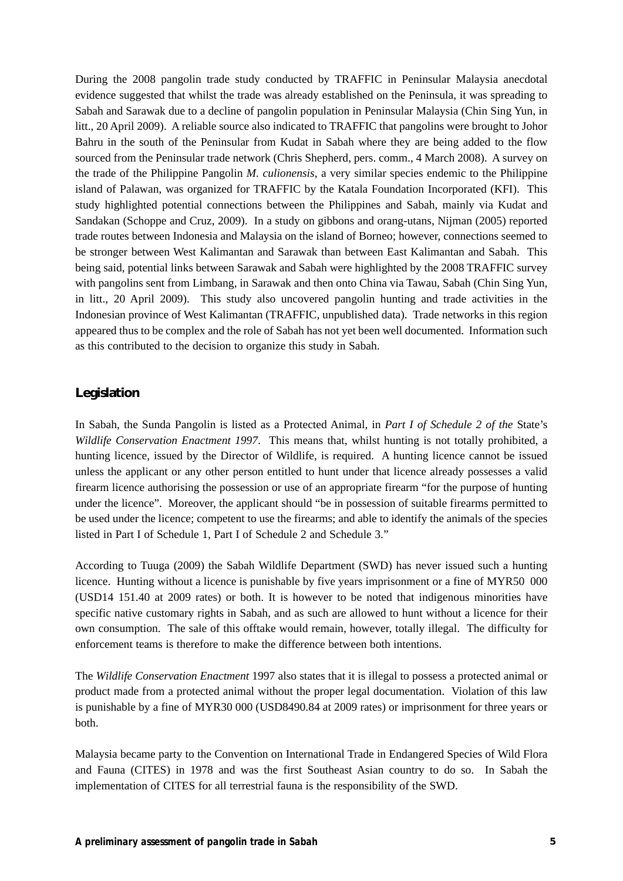During the 2008 pangolin trade study conducted by TRAFFIC in Peninsular Malaysia anecdotal evidence suggested that whilst the trade was already established on the Peninsula, it was spreading to Sabah and Sarawak due to a decline of pangolin population in Peninsular Malaysia (Chin Sing Yun, in litt., 20 April 2009). A reliable source also indicated to TRAFFIC that pangolins were brought to Johor Bahru in the south of the Peninsular from Kudat in Sabah where they are being added to the flow sourced from the Peninsular trade network (Chris Shepherd, pers. comm., 4 March 2008). A survey on the trade of the Philippine Pangolin *M. culionensis*, a very similar species endemic to the Philippine island of Palawan, was organized for TRAFFIC by the Katala Foundation Incorporated (KFI). This study highlighted potential connections between the Philippines and Sabah, mainly via Kudat and Sandakan (Schoppe and Cruz, 2009). In a study on gibbons and orang-utans, Nijman (2005) reported trade routes between Indonesia and Malaysia on the island of Borneo; however, connections seemed to be stronger between West Kalimantan and Sarawak than between East Kalimantan and Sabah. This being said, potential links between Sarawak and Sabah were highlighted by the 2008 TRAFFIC survey with pangolins sent from Limbang, in Sarawak and then onto China via Tawau, Sabah (Chin Sing Yun, in litt., 20 April 2009). This study also uncovered pangolin hunting and trade activities in the Indonesian province of West Kalimantan (TRAFFIC, unpublished data). Trade networks in this region appeared thus to be complex and the role of Sabah has not yet been well documented. Information such as this contributed to the decision to organize this study in Sabah.

## Legislation

In Sabah, the Sunda Pangolin is listed as a Protected Animal, in *Part I of Schedule 2 of the* State's *Wildlife Conservation Enactment 1997*. This means that, whilst hunting is not totally prohibited, a hunting licence, issued by the Director of Wildlife, is required. A hunting licence cannot be issued unless the applicant or any other person entitled to hunt under that licence already possesses a valid firearm licence authorising the possession or use of an appropriate firearm "for the purpose of hunting under the licence". Moreover, the applicant should "be in possession of suitable firearms permitted to be used under the licence; competent to use the firearms; and able to identify the animals of the species listed in Part I of Schedule 1, Part I of Schedule 2 and Schedule 3."

According to Tuuga (2009) the Sabah Wildlife Department (SWD) has never issued such a hunting licence. Hunting without a licence is punishable by five years imprisonment or a fine of MYR50 000 (USD14 151.40 at 2009 rates) or both. It is however to be noted that indigenous minorities have specific native customary rights in Sabah, and as such are allowed to hunt without a licence for their own consumption. The sale of this offtake would remain, however, totally illegal. The difficulty for enforcement teams is therefore to make the difference between both intentions.

The *Wildlife Conservation Enactment* 1997 also states that it is illegal to possess a protected animal or product made from a protected animal without the proper legal documentation. Violation of this law is punishable by a fine of MYR30 000 (USD8490.84 at 2009 rates) or imprisonment for three years or both.

Malaysia became party to the Convention on International Trade in Endangered Species of Wild Flora and Fauna (CITES) in 1978 and was the first Southeast Asian country to do so. In Sabah the implementation of CITES for all terrestrial fauna is the responsibility of the SWD.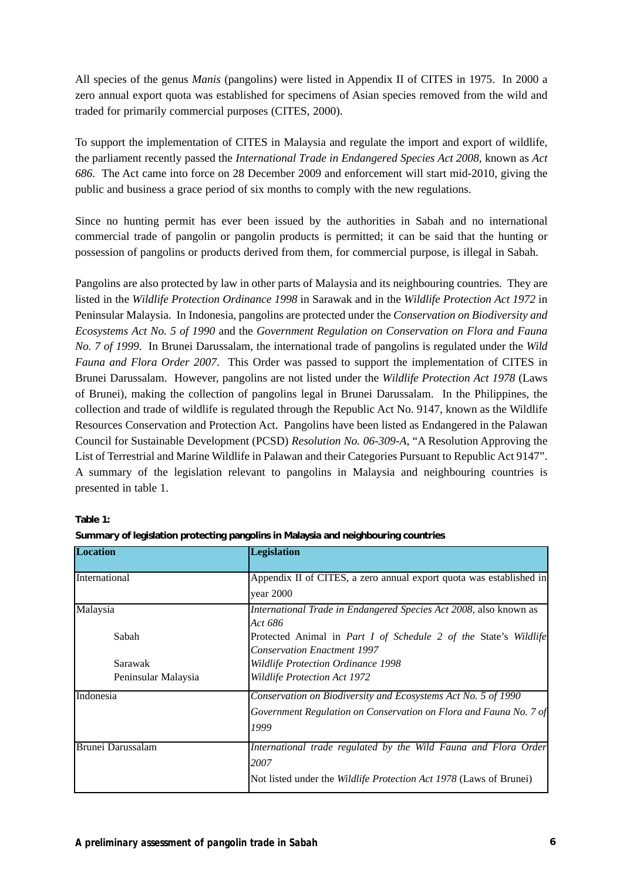All species of the genus *Manis* (pangolins) were listed in Appendix II of CITES in 1975. In 2000 a zero annual export quota was established for specimens of Asian species removed from the wild and traded for primarily commercial purposes (CITES, 2000).

To support the implementation of CITES in Malaysia and regulate the import and export of wildlife, the parliament recently passed the *International Trade in Endangered Species Act 2008*, known as *Act 686*. The Act came into force on 28 December 2009 and enforcement will start mid-2010, giving the public and business a grace period of six months to comply with the new regulations.

Since no hunting permit has ever been issued by the authorities in Sabah and no international commercial trade of pangolin or pangolin products is permitted; it can be said that the hunting or possession of pangolins or products derived from them, for commercial purpose, is illegal in Sabah.

Pangolins are also protected by law in other parts of Malaysia and its neighbouring countries. They are listed in the *Wildlife Protection Ordinance 1998* in Sarawak and in the *Wildlife Protection Act 1972* in Peninsular Malaysia. In Indonesia, pangolins are protected under the *Conservation on Biodiversity and Ecosystems Act No. 5 of 1990* and the *Government Regulation on Conservation on Flora and Fauna No. 7 of 1999*. In Brunei Darussalam, the international trade of pangolins is regulated under the *Wild Fauna and Flora Order 2007*. This Order was passed to support the implementation of CITES in Brunei Darussalam. However, pangolins are not listed under the *Wildlife Protection Act 1978* (Laws of Brunei), making the collection of pangolins legal in Brunei Darussalam. In the Philippines, the collection and trade of wildlife is regulated through the Republic Act No. 9147, known as the Wildlife Resources Conservation and Protection Act. Pangolins have been listed as Endangered in the Palawan Council for Sustainable Development (PCSD) *Resolution No. 06-309-A*, "A Resolution Approving the List of Terrestrial and Marine Wildlife in Palawan and their Categories Pursuant to Republic Act 9147". A summary of the legislation relevant to pangolins in Malaysia and neighbouring countries is presented in table 1.

**Table 1:**

**Summary of legislation protecting pangolins in Malaysia and neighbouring countries**

| Location | Legislation |
|---|---|
| International | Appendix II of CITES, a zero annual export quota was established in year 2000 |
| Malaysia | *International Trade in Endangered Species Act 2008*, also known as *Act 686* |
| Sabah | Protected Animal in *Part I of Schedule 2 of the* State's *Wildlife Conservation Enactment 1997* |
| Sarawak | *Wildlife Protection Ordinance 1998* |
| Peninsular Malaysia | *Wildlife Protection Act 1972* |
| Indonesia | *Conservation on Biodiversity and Ecosystems Act No. 5 of 1990*<br>*Government Regulation on Conservation on Flora and Fauna No. 7 of 1999* |
| Brunei Darussalam | *International trade regulated by the Wild Fauna and Flora Order 2007*<br>Not listed under the *Wildlife Protection Act 1978* (Laws of Brunei) |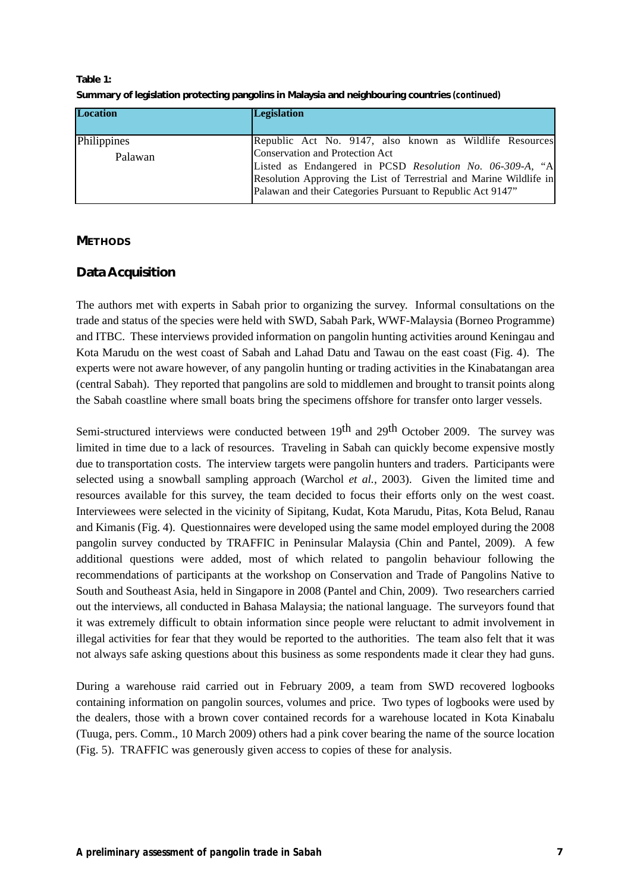**Table 1:**
**Summary of legislation protecting pangolins in Malaysia and neighbouring countries (continued)**

| Location | Legislation |
|---|---|
| Philippines<br>Palawan | Republic Act No. 9147, also known as Wildlife Resources Conservation and Protection Act<br>Listed as Endangered in PCSD *Resolution No. 06-309-A*, "A Resolution Approving the List of Terrestrial and Marine Wildlife in Palawan and their Categories Pursuant to Republic Act 9147" |

## METHODS

### Data Acquisition

The authors met with experts in Sabah prior to organizing the survey. Informal consultations on the trade and status of the species were held with SWD, Sabah Park, WWF-Malaysia (Borneo Programme) and ITBC. These interviews provided information on pangolin hunting activities around Keningau and Kota Marudu on the west coast of Sabah and Lahad Datu and Tawau on the east coast (Fig. 4). The experts were not aware however, of any pangolin hunting or trading activities in the Kinabatangan area (central Sabah). They reported that pangolins are sold to middlemen and brought to transit points along the Sabah coastline where small boats bring the specimens offshore for transfer onto larger vessels.

Semi-structured interviews were conducted between 19th and 29th October 2009. The survey was limited in time due to a lack of resources. Traveling in Sabah can quickly become expensive mostly due to transportation costs. The interview targets were pangolin hunters and traders. Participants were selected using a snowball sampling approach (Warchol *et al.*, 2003). Given the limited time and resources available for this survey, the team decided to focus their efforts only on the west coast. Interviewees were selected in the vicinity of Sipitang, Kudat, Kota Marudu, Pitas, Kota Belud, Ranau and Kimanis (Fig. 4). Questionnaires were developed using the same model employed during the 2008 pangolin survey conducted by TRAFFIC in Peninsular Malaysia (Chin and Pantel, 2009). A few additional questions were added, most of which related to pangolin behaviour following the recommendations of participants at the workshop on Conservation and Trade of Pangolins Native to South and Southeast Asia, held in Singapore in 2008 (Pantel and Chin, 2009). Two researchers carried out the interviews, all conducted in Bahasa Malaysia; the national language. The surveyors found that it was extremely difficult to obtain information since people were reluctant to admit involvement in illegal activities for fear that they would be reported to the authorities. The team also felt that it was not always safe asking questions about this business as some respondents made it clear they had guns.

During a warehouse raid carried out in February 2009, a team from SWD recovered logbooks containing information on pangolin sources, volumes and price. Two types of logbooks were used by the dealers, those with a brown cover contained records for a warehouse located in Kota Kinabalu (Tuuga, pers. Comm., 10 March 2009) others had a pink cover bearing the name of the source location (Fig. 5). TRAFFIC was generously given access to copies of these for analysis.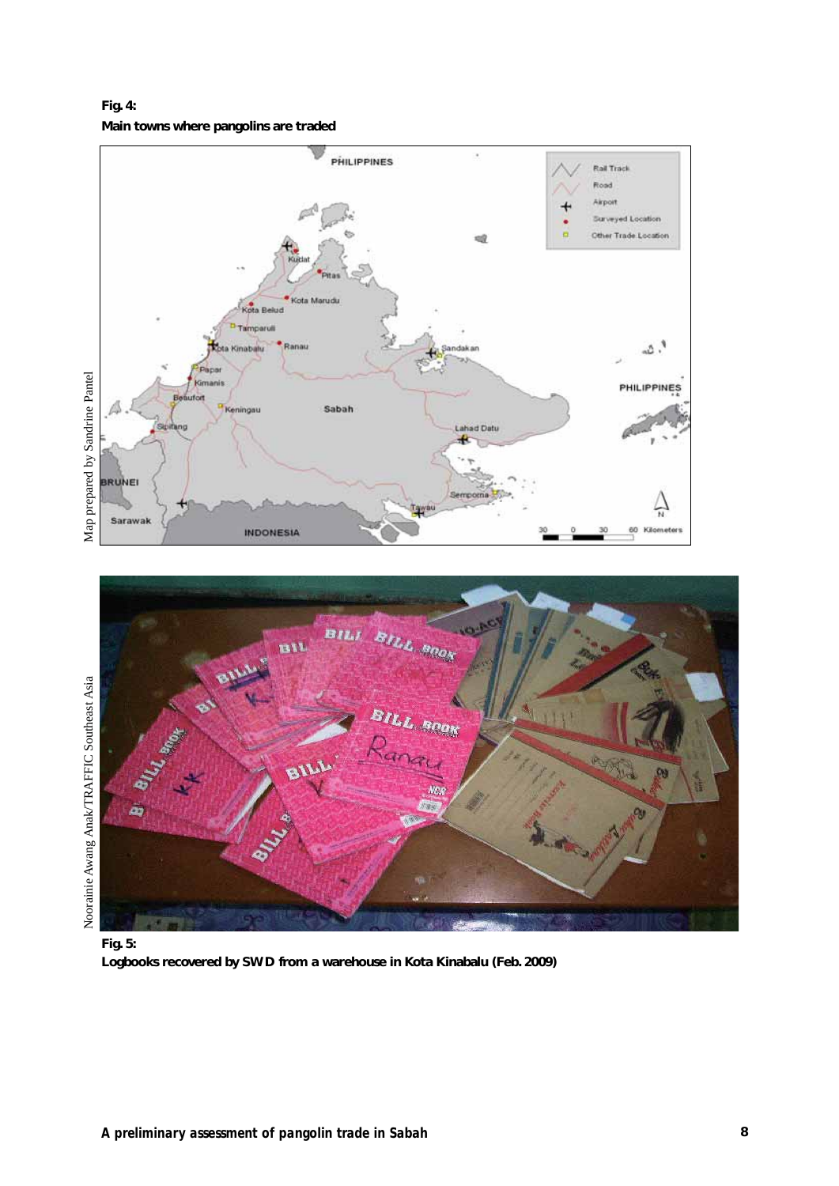**Fig. 4:**
**Main towns where pangolins are traded**

Map prepared by Sandrine Pantel

Nooranie Awang Anak/TRAFFIC Southeast Asia

**Fig. 5:**
**Logbooks recovered by SWD from a warehouse in Kota Kinabalu (Feb. 2009)**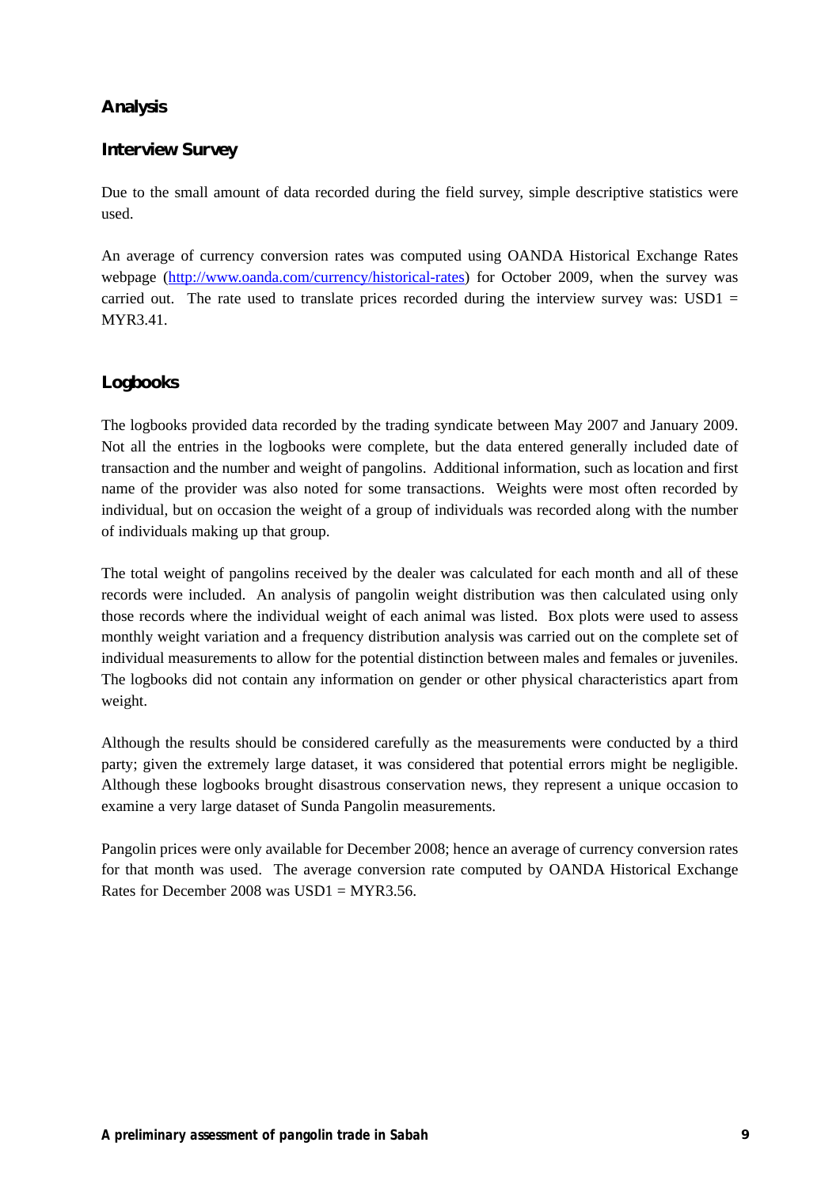## Analysis

### Interview Survey

Due to the small amount of data recorded during the field survey, simple descriptive statistics were used.

An average of currency conversion rates was computed using OANDA Historical Exchange Rates webpage (http://www.oanda.com/currency/historical-rates) for October 2009, when the survey was carried out. The rate used to translate prices recorded during the interview survey was: USD1 = MYR3.41.

### Logbooks

The logbooks provided data recorded by the trading syndicate between May 2007 and January 2009. Not all the entries in the logbooks were complete, but the data entered generally included date of transaction and the number and weight of pangolins. Additional information, such as location and first name of the provider was also noted for some transactions. Weights were most often recorded by individual, but on occasion the weight of a group of individuals was recorded along with the number of individuals making up that group.

The total weight of pangolins received by the dealer was calculated for each month and all of these records were included. An analysis of pangolin weight distribution was then calculated using only those records where the individual weight of each animal was listed. Box plots were used to assess monthly weight variation and a frequency distribution analysis was carried out on the complete set of individual measurements to allow for the potential distinction between males and females or juveniles. The logbooks did not contain any information on gender or other physical characteristics apart from weight.

Although the results should be considered carefully as the measurements were conducted by a third party; given the extremely large dataset, it was considered that potential errors might be negligible. Although these logbooks brought disastrous conservation news, they represent a unique occasion to examine a very large dataset of Sunda Pangolin measurements.

Pangolin prices were only available for December 2008; hence an average of currency conversion rates for that month was used. The average conversion rate computed by OANDA Historical Exchange Rates for December 2008 was USD1 = MYR3.56.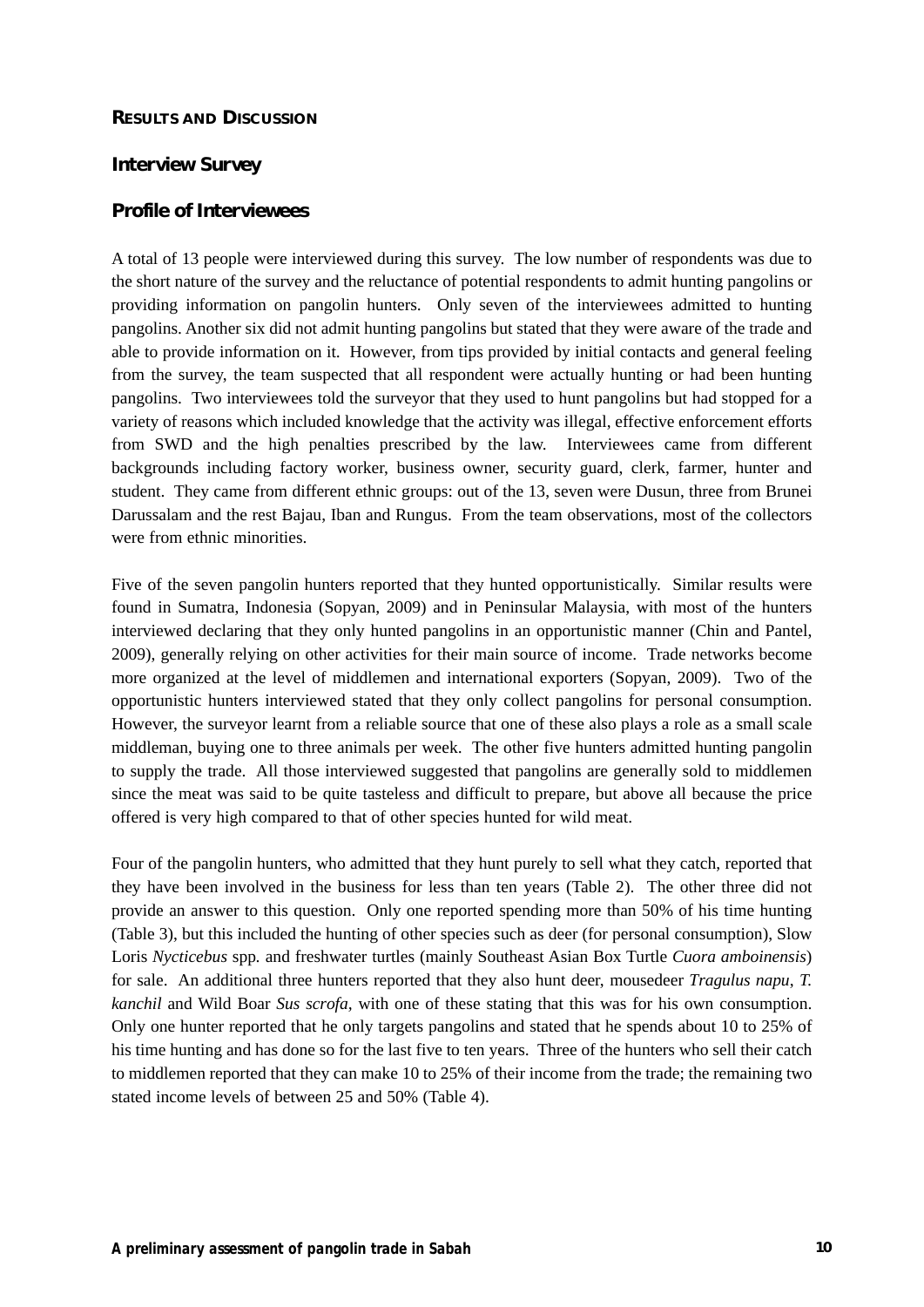## RESULTS AND DISCUSSION

### Interview Survey

### Profile of Interviewees

A total of 13 people were interviewed during this survey. The low number of respondents was due to the short nature of the survey and the reluctance of potential respondents to admit hunting pangolins or providing information on pangolin hunters. Only seven of the interviewees admitted to hunting pangolins. Another six did not admit hunting pangolins but stated that they were aware of the trade and able to provide information on it. However, from tips provided by initial contacts and general feeling from the survey, the team suspected that all respondent were actually hunting or had been hunting pangolins. Two interviewees told the surveyor that they used to hunt pangolins but had stopped for a variety of reasons which included knowledge that the activity was illegal, effective enforcement efforts from SWD and the high penalties prescribed by the law. Interviewees came from different backgrounds including factory worker, business owner, security guard, clerk, farmer, hunter and student. They came from different ethnic groups: out of the 13, seven were Dusun, three from Brunei Darussalam and the rest Bajau, Iban and Rungus. From the team observations, most of the collectors were from ethnic minorities.

Five of the seven pangolin hunters reported that they hunted opportunistically. Similar results were found in Sumatra, Indonesia (Sopyan, 2009) and in Peninsular Malaysia, with most of the hunters interviewed declaring that they only hunted pangolins in an opportunistic manner (Chin and Pantel, 2009), generally relying on other activities for their main source of income. Trade networks become more organized at the level of middlemen and international exporters (Sopyan, 2009). Two of the opportunistic hunters interviewed stated that they only collect pangolins for personal consumption. However, the surveyor learnt from a reliable source that one of these also plays a role as a small scale middleman, buying one to three animals per week. The other five hunters admitted hunting pangolin to supply the trade. All those interviewed suggested that pangolins are generally sold to middlemen since the meat was said to be quite tasteless and difficult to prepare, but above all because the price offered is very high compared to that of other species hunted for wild meat.

Four of the pangolin hunters, who admitted that they hunt purely to sell what they catch, reported that they have been involved in the business for less than ten years (Table 2). The other three did not provide an answer to this question. Only one reported spending more than 50% of his time hunting (Table 3), but this included the hunting of other species such as deer (for personal consumption), Slow Loris *Nycticebus* spp. and freshwater turtles (mainly Southeast Asian Box Turtle *Cuora amboinensis*) for sale. An additional three hunters reported that they also hunt deer, mousedeer *Tragulus napu*, *T. kanchil* and Wild Boar *Sus scrofa*, with one of these stating that this was for his own consumption. Only one hunter reported that he only targets pangolins and stated that he spends about 10 to 25% of his time hunting and has done so for the last five to ten years. Three of the hunters who sell their catch to middlemen reported that they can make 10 to 25% of their income from the trade; the remaining two stated income levels of between 25 and 50% (Table 4).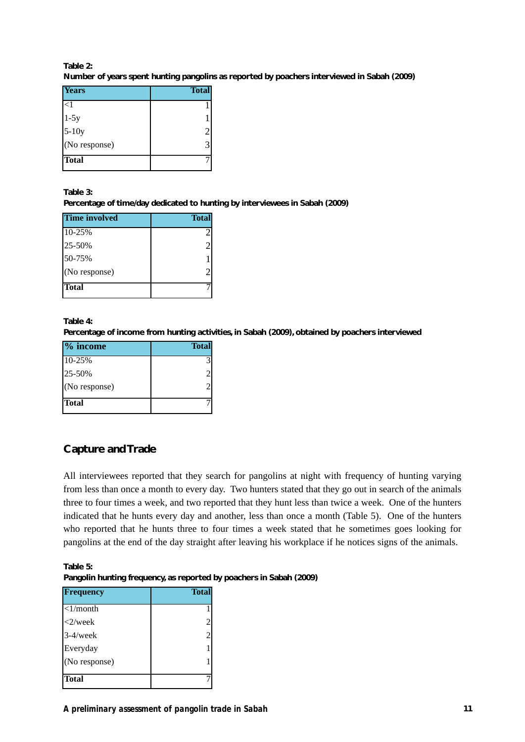**Table 2:**
**Number of years spent hunting pangolins as reported by poachers interviewed in Sabah (2009)**

| Years | Total |
|---|---|
| <1 | 1 |
| 1-5y | 1 |
| 5-10y | 2 |
| (No response) | 3 |
| **Total** | 7 |

**Table 3:**
**Percentage of time/day dedicated to hunting by interviewees in Sabah (2009)**

| Time involved | Total |
|---|---|
| 10-25% | 2 |
| 25-50% | 2 |
| 50-75% | 1 |
| (No response) | 2 |
| **Total** | 7 |

**Table 4:**
**Percentage of income from hunting activities, in Sabah (2009), obtained by poachers interviewed**

| % income | Total |
|---|---|
| 10-25% | 3 |
| 25-50% | 2 |
| (No response) | 2 |
| **Total** | 7 |

## Capture and Trade

All interviewees reported that they search for pangolins at night with frequency of hunting varying from less than once a month to every day. Two hunters stated that they go out in search of the animals three to four times a week, and two reported that they hunt less than twice a week. One of the hunters indicated that he hunts every day and another, less than once a month (Table 5). One of the hunters who reported that he hunts three to four times a week stated that he sometimes goes looking for pangolins at the end of the day straight after leaving his workplace if he notices signs of the animals.

**Table 5:**
**Pangolin hunting frequency, as reported by poachers in Sabah (2009)**

| Frequency | Total |
|---|---|
| <1/month | 1 |
| <2/week | 2 |
| 3-4/week | 2 |
| Everyday | 1 |
| (No response) | 1 |
| **Total** | 7 |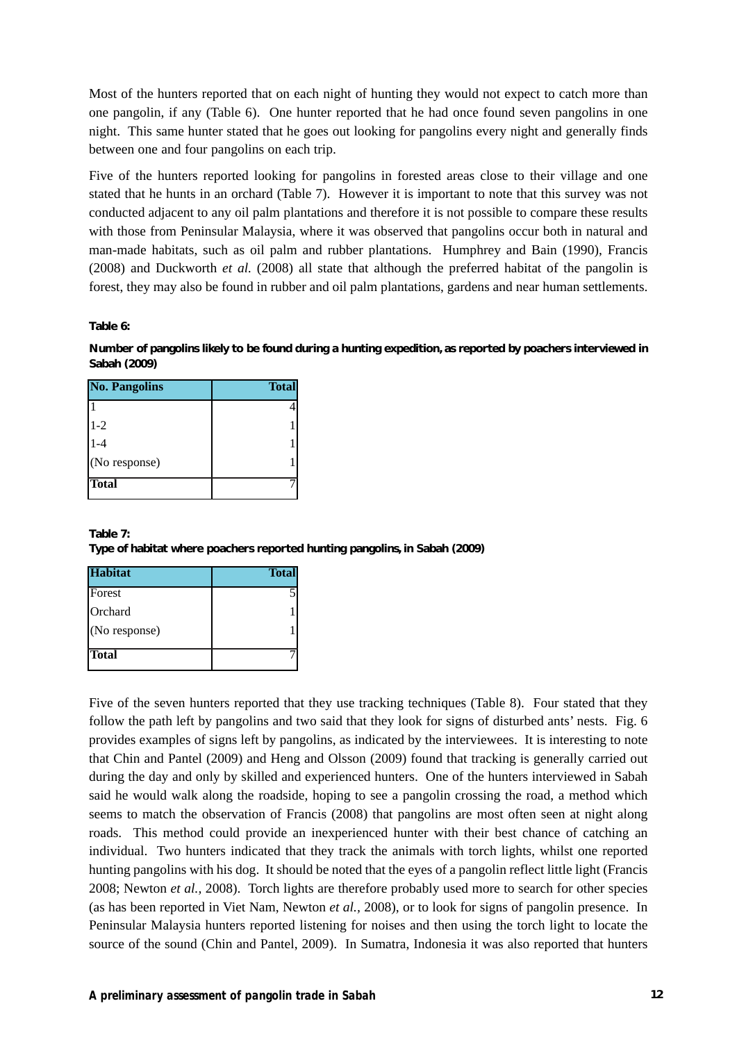Most of the hunters reported that on each night of hunting they would not expect to catch more than one pangolin, if any (Table 6). One hunter reported that he had once found seven pangolins in one night. This same hunter stated that he goes out looking for pangolins every night and generally finds between one and four pangolins on each trip.

Five of the hunters reported looking for pangolins in forested areas close to their village and one stated that he hunts in an orchard (Table 7). However it is important to note that this survey was not conducted adjacent to any oil palm plantations and therefore it is not possible to compare these results with those from Peninsular Malaysia, where it was observed that pangolins occur both in natural and man-made habitats, such as oil palm and rubber plantations. Humphrey and Bain (1990), Francis (2008) and Duckworth *et al.* (2008) all state that although the preferred habitat of the pangolin is forest, they may also be found in rubber and oil palm plantations, gardens and near human settlements.

**Table 6:**

**Number of pangolins likely to be found during a hunting expedition, as reported by poachers interviewed in Sabah (2009)**

| No. Pangolins | Total |
|---|---|
| 1 | 4 |
| 1-2 | 1 |
| 1-4 | 1 |
| (No response) | 1 |
| **Total** | 7 |

**Table 7:**
**Type of habitat where poachers reported hunting pangolins, in Sabah (2009)**

| Habitat | Total |
|---|---|
| Forest | 5 |
| Orchard | 1 |
| (No response) | 1 |
| **Total** | 7 |

Five of the seven hunters reported that they use tracking techniques (Table 8). Four stated that they follow the path left by pangolins and two said that they look for signs of disturbed ants' nests. Fig. 6 provides examples of signs left by pangolins, as indicated by the interviewees. It is interesting to note that Chin and Pantel (2009) and Heng and Olsson (2009) found that tracking is generally carried out during the day and only by skilled and experienced hunters. One of the hunters interviewed in Sabah said he would walk along the roadside, hoping to see a pangolin crossing the road, a method which seems to match the observation of Francis (2008) that pangolins are most often seen at night along roads. This method could provide an inexperienced hunter with their best chance of catching an individual. Two hunters indicated that they track the animals with torch lights, whilst one reported hunting pangolins with his dog. It should be noted that the eyes of a pangolin reflect little light (Francis 2008; Newton *et al.,* 2008). Torch lights are therefore probably used more to search for other species (as has been reported in Viet Nam, Newton *et al.,* 2008), or to look for signs of pangolin presence. In Peninsular Malaysia hunters reported listening for noises and then using the torch light to locate the source of the sound (Chin and Pantel, 2009). In Sumatra, Indonesia it was also reported that hunters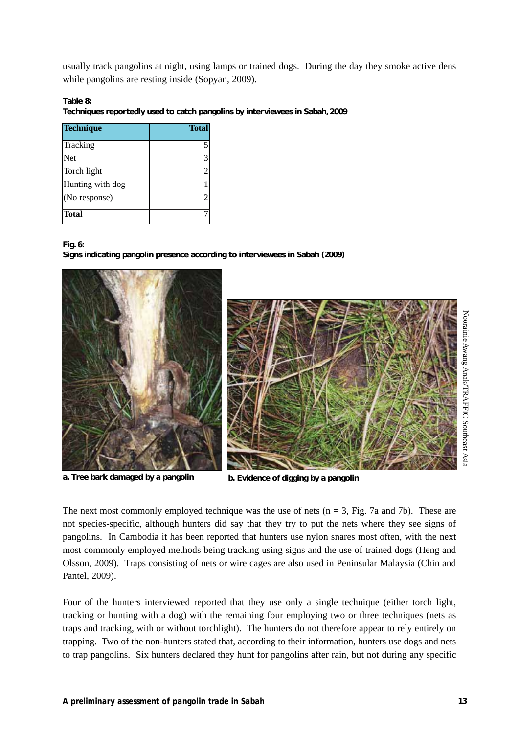usually track pangolins at night, using lamps or trained dogs. During the day they smoke active dens while pangolins are resting inside (Sopyan, 2009).

**Table 8:**
**Techniques reportedly used to catch pangolins by interviewees in Sabah, 2009**

| Technique | Total |
|---|---|
| Tracking | 5 |
| Net | 3 |
| Torch light | 2 |
| Hunting with dog | 1 |
| (No response) | 2 |
| **Total** | 7 |

**Fig. 6:**
**Signs indicating pangolin presence according to interviewees in Sabah (2009)**

**a. Tree bark damaged by a pangolin**

**b. Evidence of digging by a pangolin**

Nooraini Awang Anak/TRAFFIC Southeast Asia

The next most commonly employed technique was the use of nets (n = 3, Fig. 7a and 7b). These are not species-specific, although hunters did say that they try to put the nets where they see signs of pangolins. In Cambodia it has been reported that hunters use nylon snares most often, with the next most commonly employed methods being tracking using signs and the use of trained dogs (Heng and Olsson, 2009). Traps consisting of nets or wire cages are also used in Peninsular Malaysia (Chin and Pantel, 2009).

Four of the hunters interviewed reported that they use only a single technique (either torch light, tracking or hunting with a dog) with the remaining four employing two or three techniques (nets as traps and tracking, with or without torchlight). The hunters do not therefore appear to rely entirely on trapping. Two of the non-hunters stated that, according to their information, hunters use dogs and nets to trap pangolins. Six hunters declared they hunt for pangolins after rain, but not during any specific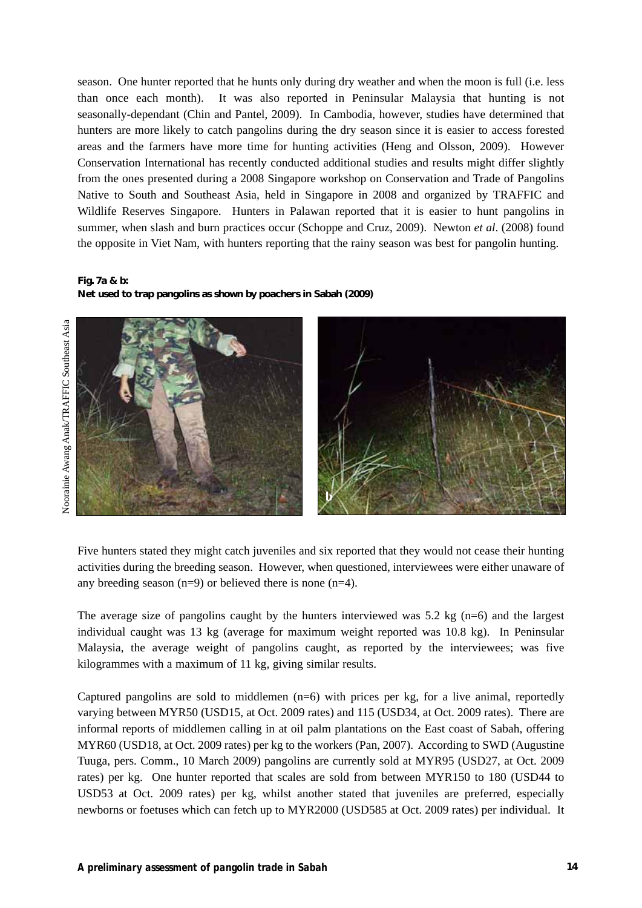season. One hunter reported that he hunts only during dry weather and when the moon is full (i.e. less than once each month). It was also reported in Peninsular Malaysia that hunting is not seasonally-dependant (Chin and Pantel, 2009). In Cambodia, however, studies have determined that hunters are more likely to catch pangolins during the dry season since it is easier to access forested areas and the farmers have more time for hunting activities (Heng and Olsson, 2009). However Conservation International has recently conducted additional studies and results might differ slightly from the ones presented during a 2008 Singapore workshop on Conservation and Trade of Pangolins Native to South and Southeast Asia, held in Singapore in 2008 and organized by TRAFFIC and Wildlife Reserves Singapore. Hunters in Palawan reported that it is easier to hunt pangolins in summer, when slash and burn practices occur (Schoppe and Cruz, 2009). Newton *et al*. (2008) found the opposite in Viet Nam, with hunters reporting that the rainy season was best for pangolin hunting.

**Fig. 7a & b:**
**Net used to trap pangolins as shown by poachers in Sabah (2009)**

Noorainie Awang Anak/TRAFFIC Southeast Asia

Five hunters stated they might catch juveniles and six reported that they would not cease their hunting activities during the breeding season. However, when questioned, interviewees were either unaware of any breeding season (n=9) or believed there is none (n=4).

The average size of pangolins caught by the hunters interviewed was 5.2 kg (n=6) and the largest individual caught was 13 kg (average for maximum weight reported was 10.8 kg). In Peninsular Malaysia, the average weight of pangolins caught, as reported by the interviewees; was five kilogrammes with a maximum of 11 kg, giving similar results.

Captured pangolins are sold to middlemen (n=6) with prices per kg, for a live animal, reportedly varying between MYR50 (USD15, at Oct. 2009 rates) and 115 (USD34, at Oct. 2009 rates). There are informal reports of middlemen calling in at oil palm plantations on the East coast of Sabah, offering MYR60 (USD18, at Oct. 2009 rates) per kg to the workers (Pan, 2007). According to SWD (Augustine Tuuga, pers. Comm., 10 March 2009) pangolins are currently sold at MYR95 (USD27, at Oct. 2009 rates) per kg. One hunter reported that scales are sold from between MYR150 to 180 (USD44 to USD53 at Oct. 2009 rates) per kg, whilst another stated that juveniles are preferred, especially newborns or foetuses which can fetch up to MYR2000 (USD585 at Oct. 2009 rates) per individual. It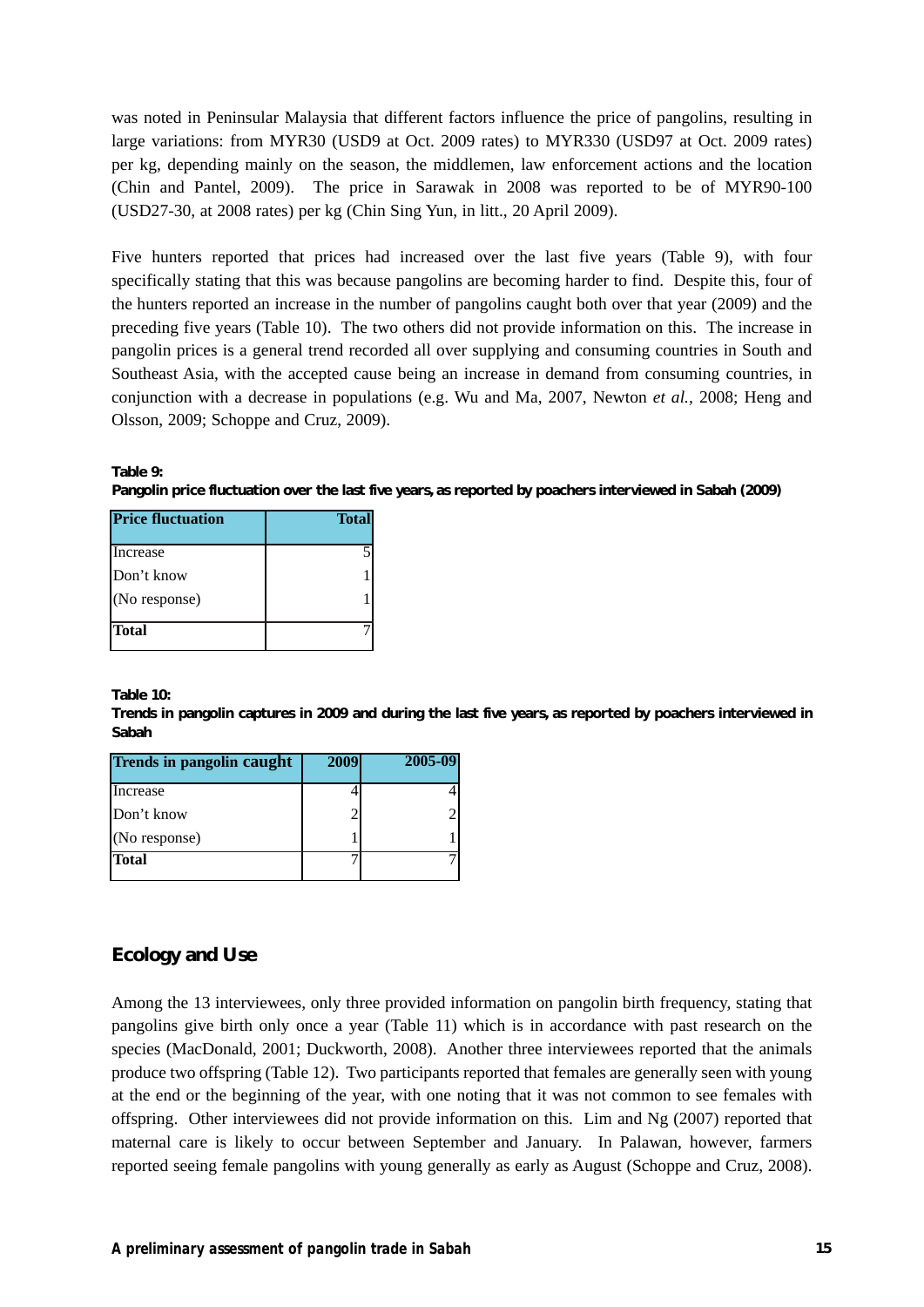was noted in Peninsular Malaysia that different factors influence the price of pangolins, resulting in large variations: from MYR30 (USD9 at Oct. 2009 rates) to MYR330 (USD97 at Oct. 2009 rates) per kg, depending mainly on the season, the middlemen, law enforcement actions and the location (Chin and Pantel, 2009). The price in Sarawak in 2008 was reported to be of MYR90-100 (USD27-30, at 2008 rates) per kg (Chin Sing Yun, in litt., 20 April 2009).

Five hunters reported that prices had increased over the last five years (Table 9), with four specifically stating that this was because pangolins are becoming harder to find. Despite this, four of the hunters reported an increase in the number of pangolins caught both over that year (2009) and the preceding five years (Table 10). The two others did not provide information on this. The increase in pangolin prices is a general trend recorded all over supplying and consuming countries in South and Southeast Asia, with the accepted cause being an increase in demand from consuming countries, in conjunction with a decrease in populations (e.g. Wu and Ma, 2007, Newton *et al.,* 2008; Heng and Olsson, 2009; Schoppe and Cruz, 2009).

**Table 9:**
**Pangolin price fluctuation over the last five years, as reported by poachers interviewed in Sabah (2009)**

| Price fluctuation | Total |
|---|---|
| Increase | 5 |
| Don't know | 1 |
| (No response) | 1 |
| **Total** | 7 |

**Table 10:**
**Trends in pangolin captures in 2009 and during the last five years, as reported by poachers interviewed in Sabah**

| Trends in pangolin caught | 2009 | 2005-09 |
|---|---|---|
| Increase | 4 | 4 |
| Don't know | 2 | 2 |
| (No response) | 1 | 1 |
| **Total** | 7 | 7 |

## Ecology and Use

Among the 13 interviewees, only three provided information on pangolin birth frequency, stating that pangolins give birth only once a year (Table 11) which is in accordance with past research on the species (MacDonald, 2001; Duckworth, 2008). Another three interviewees reported that the animals produce two offspring (Table 12). Two participants reported that females are generally seen with young at the end or the beginning of the year, with one noting that it was not common to see females with offspring. Other interviewees did not provide information on this. Lim and Ng (2007) reported that maternal care is likely to occur between September and January. In Palawan, however, farmers reported seeing female pangolins with young generally as early as August (Schoppe and Cruz, 2008).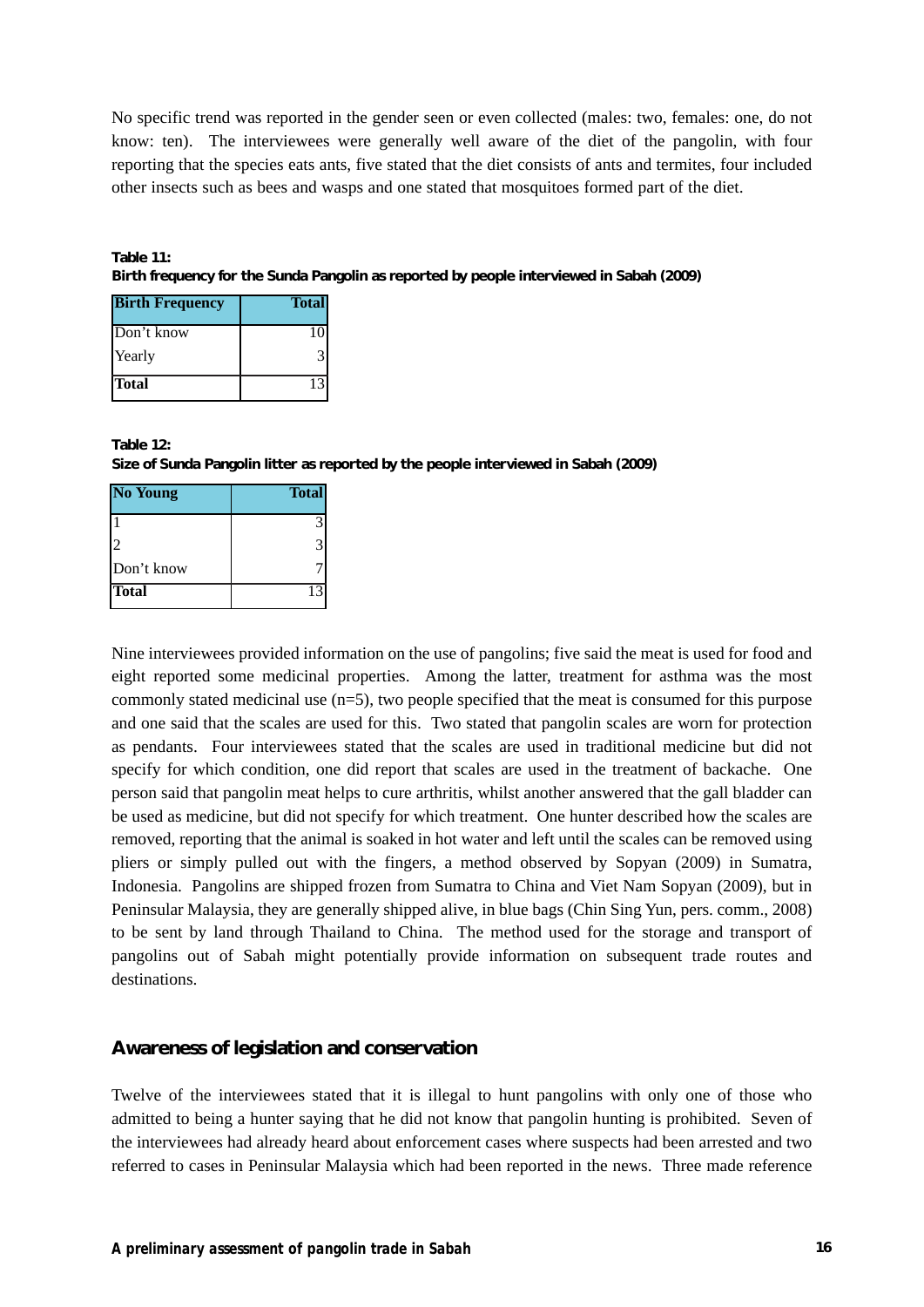No specific trend was reported in the gender seen or even collected (males: two, females: one, do not know: ten). The interviewees were generally well aware of the diet of the pangolin, with four reporting that the species eats ants, five stated that the diet consists of ants and termites, four included other insects such as bees and wasps and one stated that mosquitoes formed part of the diet.

**Table 11:**
**Birth frequency for the Sunda Pangolin as reported by people interviewed in Sabah (2009)**

| Birth Frequency | Total |
|---|---|
| Don't know | 10 |
| Yearly | 3 |
| **Total** | 13 |

**Table 12:**
**Size of Sunda Pangolin litter as reported by the people interviewed in Sabah (2009)**

| No Young | Total |
|---|---|
| 1 | 3 |
| 2 | 3 |
| Don't know | 7 |
| **Total** | 13 |

Nine interviewees provided information on the use of pangolins; five said the meat is used for food and eight reported some medicinal properties. Among the latter, treatment for asthma was the most commonly stated medicinal use (n=5), two people specified that the meat is consumed for this purpose and one said that the scales are used for this. Two stated that pangolin scales are worn for protection as pendants. Four interviewees stated that the scales are used in traditional medicine but did not specify for which condition, one did report that scales are used in the treatment of backache. One person said that pangolin meat helps to cure arthritis, whilst another answered that the gall bladder can be used as medicine, but did not specify for which treatment. One hunter described how the scales are removed, reporting that the animal is soaked in hot water and left until the scales can be removed using pliers or simply pulled out with the fingers, a method observed by Sopyan (2009) in Sumatra, Indonesia. Pangolins are shipped frozen from Sumatra to China and Viet Nam Sopyan (2009), but in Peninsular Malaysia, they are generally shipped alive, in blue bags (Chin Sing Yun, pers. comm., 2008) to be sent by land through Thailand to China. The method used for the storage and transport of pangolins out of Sabah might potentially provide information on subsequent trade routes and destinations.

## Awareness of legislation and conservation

Twelve of the interviewees stated that it is illegal to hunt pangolins with only one of those who admitted to being a hunter saying that he did not know that pangolin hunting is prohibited. Seven of the interviewees had already heard about enforcement cases where suspects had been arrested and two referred to cases in Peninsular Malaysia which had been reported in the news. Three made reference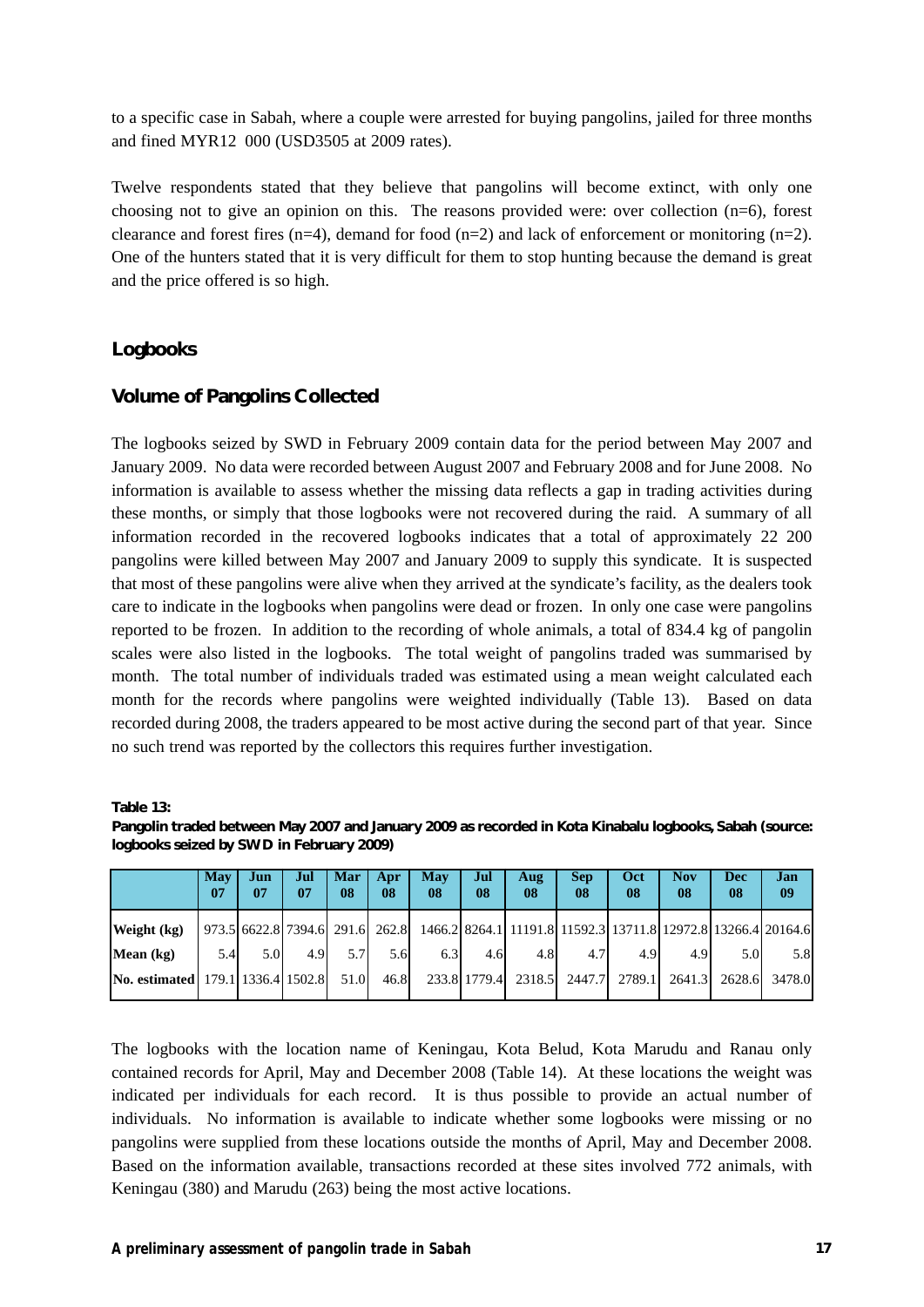to a specific case in Sabah, where a couple were arrested for buying pangolins, jailed for three months and fined MYR12 000 (USD3505 at 2009 rates).

Twelve respondents stated that they believe that pangolins will become extinct, with only one choosing not to give an opinion on this. The reasons provided were: over collection (n=6), forest clearance and forest fires (n=4), demand for food (n=2) and lack of enforcement or monitoring (n=2). One of the hunters stated that it is very difficult for them to stop hunting because the demand is great and the price offered is so high.

## Logbooks

### Volume of Pangolins Collected

The logbooks seized by SWD in February 2009 contain data for the period between May 2007 and January 2009. No data were recorded between August 2007 and February 2008 and for June 2008. No information is available to assess whether the missing data reflects a gap in trading activities during these months, or simply that those logbooks were not recovered during the raid. A summary of all information recorded in the recovered logbooks indicates that a total of approximately 22 200 pangolins were killed between May 2007 and January 2009 to supply this syndicate. It is suspected that most of these pangolins were alive when they arrived at the syndicate's facility, as the dealers took care to indicate in the logbooks when pangolins were dead or frozen. In only one case were pangolins reported to be frozen. In addition to the recording of whole animals, a total of 834.4 kg of pangolin scales were also listed in the logbooks. The total weight of pangolins traded was summarised by month. The total number of individuals traded was estimated using a mean weight calculated each month for the records where pangolins were weighted individually (Table 13). Based on data recorded during 2008, the traders appeared to be most active during the second part of that year. Since no such trend was reported by the collectors this requires further investigation.

**Table 13:**
**Pangolin traded between May 2007 and January 2009 as recorded in Kota Kinabalu logbooks, Sabah (source: logbooks seized by SWD in February 2009)**

| | May 07 | Jun 07 | Jul 07 | Mar 08 | Apr 08 | May 08 | Jul 08 | Aug 08 | Sep 08 | Oct 08 | Nov 08 | Dec 08 | Jan 09 |
|---|---|---|---|---|---|---|---|---|---|---|---|---|---|
| Weight (kg) | 973.5 | 6622.8 | 7394.6 | 291.6 | 262.8 | 1466.2 | 8264.1 | 11191.8 | 11592.3 | 13711.8 | 12972.8 | 13266.4 | 20164.6 |
| Mean (kg) | 5.4 | 5.0 | 4.9 | 5.7 | 5.6 | 6.3 | 4.6 | 4.8 | 4.7 | 4.9 | 4.9 | 5.0 | 5.8 |
| No. estimated | 179.1 | 1336.4 | 1502.8 | 51.0 | 46.8 | 233.8 | 1779.4 | 2318.5 | 2447.7 | 2789.1 | 2641.3 | 2628.6 | 3478.0 |

The logbooks with the location name of Keningau, Kota Belud, Kota Marudu and Ranau only contained records for April, May and December 2008 (Table 14). At these locations the weight was indicated per individuals for each record. It is thus possible to provide an actual number of individuals. No information is available to indicate whether some logbooks were missing or no pangolins were supplied from these locations outside the months of April, May and December 2008. Based on the information available, transactions recorded at these sites involved 772 animals, with Keningau (380) and Marudu (263) being the most active locations.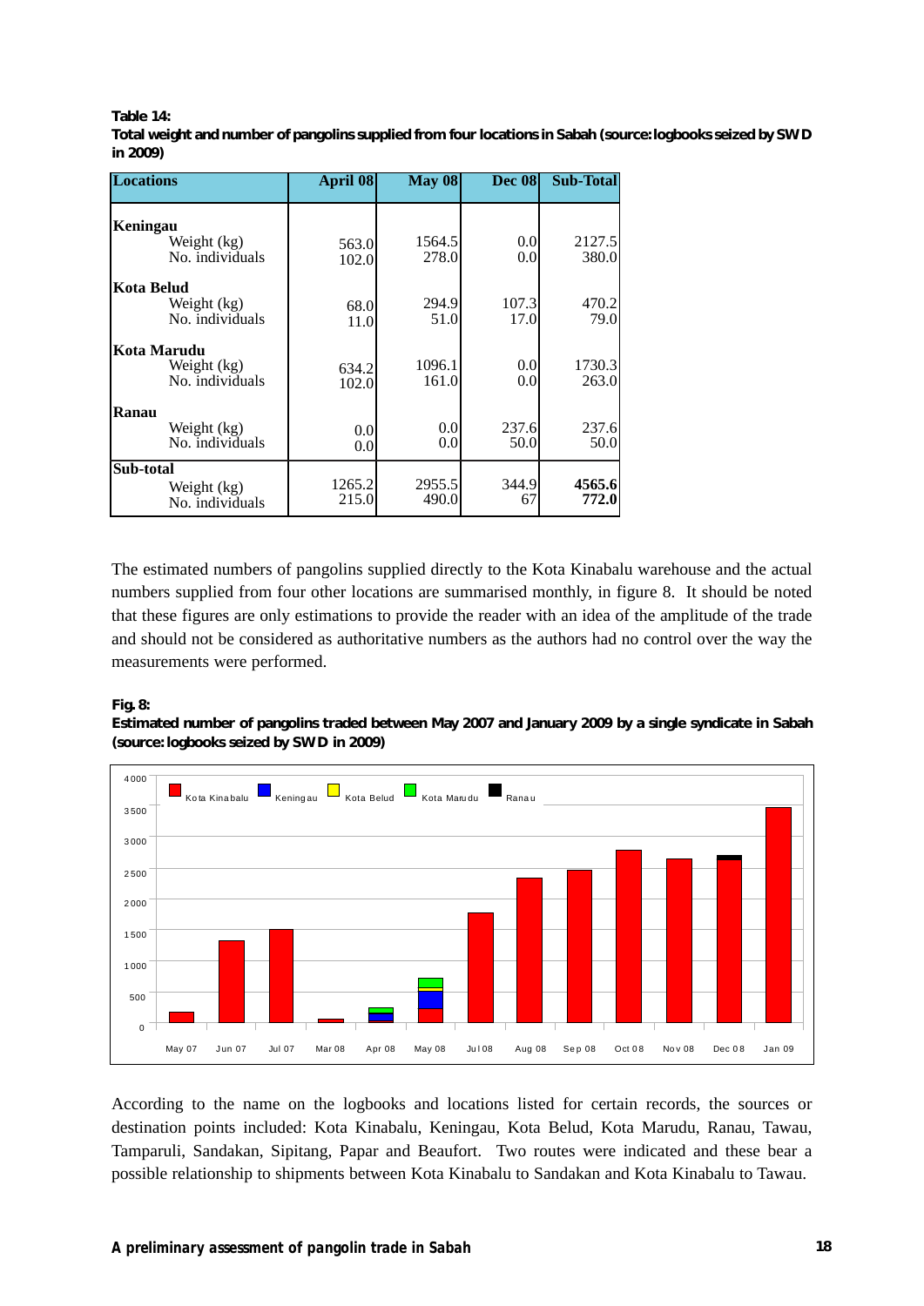**Table 14:**
**Total weight and number of pangolins supplied from four locations in Sabah (source: logbooks seized by SWD in 2009)**

| Locations | April 08 | May 08 | Dec 08 | Sub-Total |
|---|---|---|---|---|
| **Keningau** | | | | |
| Weight (kg) | 563.0 | 1564.5 | 0.0 | 2127.5 |
| No. individuals | 102.0 | 278.0 | 0.0 | 380.0 |
| **Kota Belud** | | | | |
| Weight (kg) | 68.0 | 294.9 | 107.3 | 470.2 |
| No. individuals | 11.0 | 51.0 | 17.0 | 79.0 |
| **Kota Marudu** | | | | |
| Weight (kg) | 634.2 | 1096.1 | 0.0 | 1730.3 |
| No. individuals | 102.0 | 161.0 | 0.0 | 263.0 |
| **Ranau** | | | | |
| Weight (kg) | 0.0 | 0.0 | 237.6 | 237.6 |
| No. individuals | 0.0 | 0.0 | 50.0 | 50.0 |
| **Sub-total** | | | | |
| Weight (kg) | 1265.2 | 2955.5 | 344.9 | **4565.6** |
| No. individuals | 215.0 | 490.0 | 67 | **772.0** |

The estimated numbers of pangolins supplied directly to the Kota Kinabalu warehouse and the actual numbers supplied from four other locations are summarised monthly, in figure 8. It should be noted that these figures are only estimations to provide the reader with an idea of the amplitude of the trade and should not be considered as authoritative numbers as the authors had no control over the way the measurements were performed.

**Fig. 8:**
**Estimated number of pangolins traded between May 2007 and January 2009 by a single syndicate in Sabah (source: logbooks seized by SWD in 2009)**

According to the name on the logbooks and locations listed for certain records, the sources or destination points included: Kota Kinabalu, Keningau, Kota Belud, Kota Marudu, Ranau, Tawau, Tamparuli, Sandakan, Sipitang, Papar and Beaufort. Two routes were indicated and these bear a possible relationship to shipments between Kota Kinabalu to Sandakan and Kota Kinabalu to Tawau.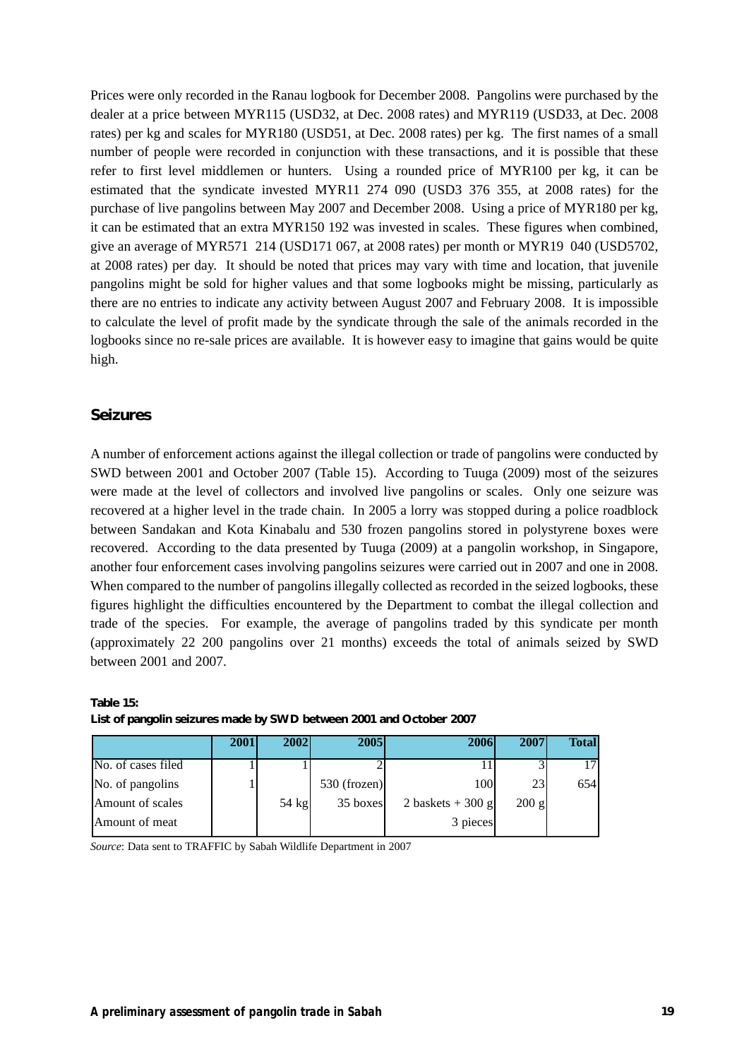Prices were only recorded in the Ranau logbook for December 2008. Pangolins were purchased by the dealer at a price between MYR115 (USD32, at Dec. 2008 rates) and MYR119 (USD33, at Dec. 2008 rates) per kg and scales for MYR180 (USD51, at Dec. 2008 rates) per kg. The first names of a small number of people were recorded in conjunction with these transactions, and it is possible that these refer to first level middlemen or hunters. Using a rounded price of MYR100 per kg, it can be estimated that the syndicate invested MYR11 274 090 (USD3 376 355, at 2008 rates) for the purchase of live pangolins between May 2007 and December 2008. Using a price of MYR180 per kg, it can be estimated that an extra MYR150 192 was invested in scales. These figures when combined, give an average of MYR571 214 (USD171 067, at 2008 rates) per month or MYR19 040 (USD5702, at 2008 rates) per day. It should be noted that prices may vary with time and location, that juvenile pangolins might be sold for higher values and that some logbooks might be missing, particularly as there are no entries to indicate any activity between August 2007 and February 2008. It is impossible to calculate the level of profit made by the syndicate through the sale of the animals recorded in the logbooks since no re-sale prices are available. It is however easy to imagine that gains would be quite high.

## Seizures

A number of enforcement actions against the illegal collection or trade of pangolins were conducted by SWD between 2001 and October 2007 (Table 15). According to Tuuga (2009) most of the seizures were made at the level of collectors and involved live pangolins or scales. Only one seizure was recovered at a higher level in the trade chain. In 2005 a lorry was stopped during a police roadblock between Sandakan and Kota Kinabalu and 530 frozen pangolins stored in polystyrene boxes were recovered. According to the data presented by Tuuga (2009) at a pangolin workshop, in Singapore, another four enforcement cases involving pangolins seizures were carried out in 2007 and one in 2008. When compared to the number of pangolins illegally collected as recorded in the seized logbooks, these figures highlight the difficulties encountered by the Department to combat the illegal collection and trade of the species. For example, the average of pangolins traded by this syndicate per month (approximately 22 200 pangolins over 21 months) exceeds the total of animals seized by SWD between 2001 and 2007.

**Table 15:**
**List of pangolin seizures made by SWD between 2001 and October 2007**

| | 2001 | 2002 | 2005 | 2006 | 2007 | Total |
|---|---|---|---|---|---|---|
| No. of cases filed | 1 | 1 | 2 | 11 | 3 | 17 |
| No. of pangolins | 1 | | 530 (frozen) | 100 | 23 | 654 |
| Amount of scales | | 54 kg | 35 boxes | 2 baskets + 300 g | 200 g | |
| Amount of meat | | | | 3 pieces | | |

*Source*: Data sent to TRAFFIC by Sabah Wildlife Department in 2007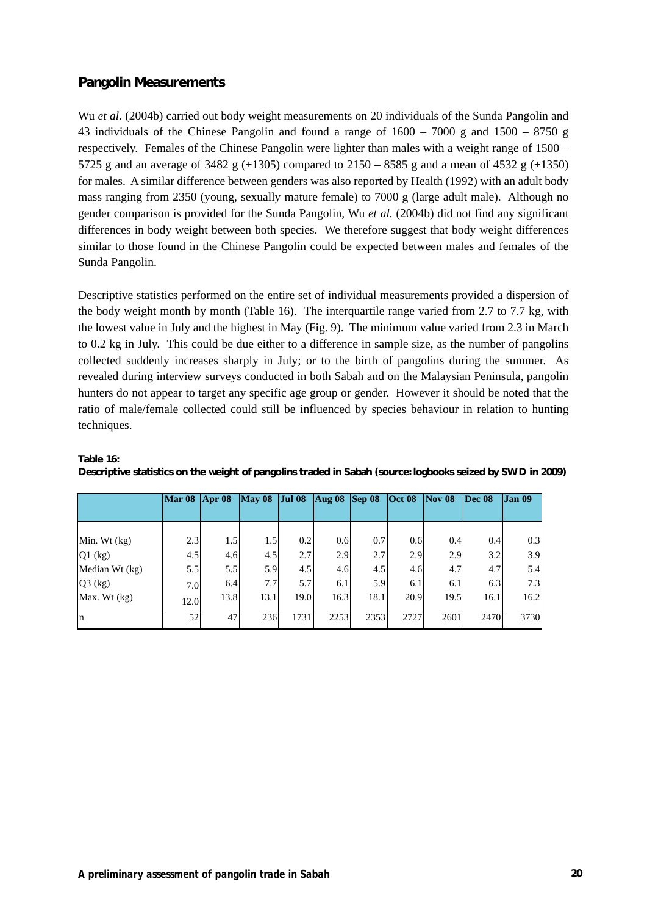## Pangolin Measurements

Wu *et al.* (2004b) carried out body weight measurements on 20 individuals of the Sunda Pangolin and 43 individuals of the Chinese Pangolin and found a range of 1600 – 7000 g and 1500 – 8750 g respectively. Females of the Chinese Pangolin were lighter than males with a weight range of 1500 – 5725 g and an average of 3482 g (±1305) compared to 2150 – 8585 g and a mean of 4532 g (±1350) for males. A similar difference between genders was also reported by Health (1992) with an adult body mass ranging from 2350 (young, sexually mature female) to 7000 g (large adult male). Although no gender comparison is provided for the Sunda Pangolin, Wu *et al.* (2004b) did not find any significant differences in body weight between both species. We therefore suggest that body weight differences similar to those found in the Chinese Pangolin could be expected between males and females of the Sunda Pangolin.

Descriptive statistics performed on the entire set of individual measurements provided a dispersion of the body weight month by month (Table 16). The interquartile range varied from 2.7 to 7.7 kg, with the lowest value in July and the highest in May (Fig. 9). The minimum value varied from 2.3 in March to 0.2 kg in July. This could be due either to a difference in sample size, as the number of pangolins collected suddenly increases sharply in July; or to the birth of pangolins during the summer. As revealed during interview surveys conducted in both Sabah and on the Malaysian Peninsula, pangolin hunters do not appear to target any specific age group or gender. However it should be noted that the ratio of male/female collected could still be influenced by species behaviour in relation to hunting techniques.

**Table 16:**
**Descriptive statistics on the weight of pangolins traded in Sabah (source: logbooks seized by SWD in 2009)**

| | Mar 08 | Apr 08 | May 08 | Jul 08 | Aug 08 | Sep 08 | Oct 08 | Nov 08 | Dec 08 | Jan 09 |
|---|---|---|---|---|---|---|---|---|---|---|
| Min. Wt (kg) | 2.3 | 1.5 | 1.5 | 0.2 | 0.6 | 0.7 | 0.6 | 0.4 | 0.4 | 0.3 |
| Q1 (kg) | 4.5 | 4.6 | 4.5 | 2.7 | 2.9 | 2.7 | 2.9 | 2.9 | 3.2 | 3.9 |
| Median Wt (kg) | 5.5 | 5.5 | 5.9 | 4.5 | 4.6 | 4.5 | 4.6 | 4.7 | 4.7 | 5.4 |
| Q3 (kg) | 7.0 | 6.4 | 7.7 | 5.7 | 6.1 | 5.9 | 6.1 | 6.1 | 6.3 | 7.3 |
| Max. Wt (kg) | 12.0 | 13.8 | 13.1 | 19.0 | 16.3 | 18.1 | 20.9 | 19.5 | 16.1 | 16.2 |
| n | 52 | 47 | 236 | 1731 | 2253 | 2353 | 2727 | 2601 | 2470 | 3730 |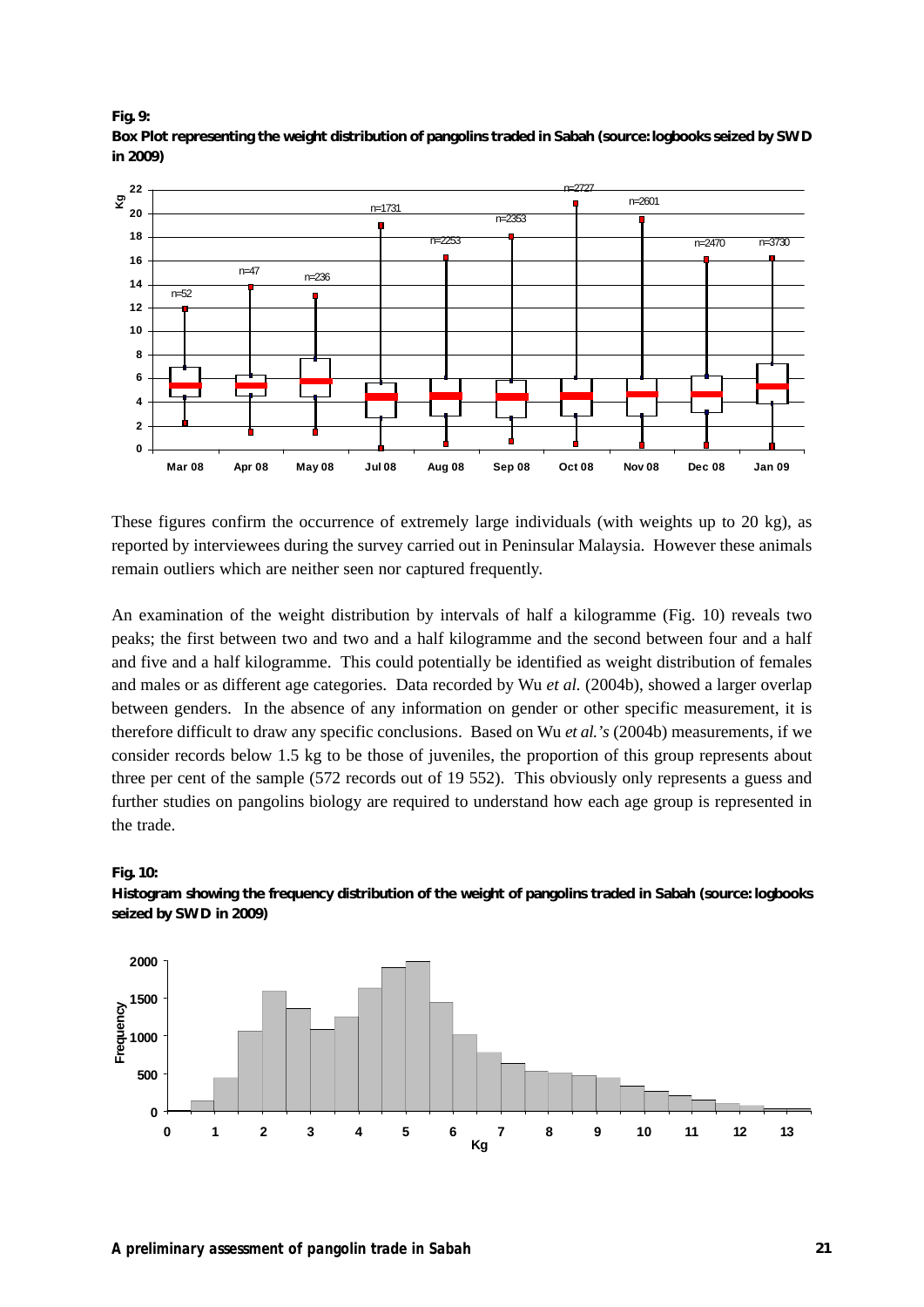**Fig. 9:**
**Box Plot representing the weight distribution of pangolins traded in Sabah (source: logbooks seized by SWD in 2009)**

These figures confirm the occurrence of extremely large individuals (with weights up to 20 kg), as reported by interviewees during the survey carried out in Peninsular Malaysia. However these animals remain outliers which are neither seen nor captured frequently.

An examination of the weight distribution by intervals of half a kilogramme (Fig. 10) reveals two peaks; the first between two and two and a half kilogramme and the second between four and a half and five and a half kilogramme. This could potentially be identified as weight distribution of females and males or as different age categories. Data recorded by Wu *et al.* (2004b), showed a larger overlap between genders. In the absence of any information on gender or other specific measurement, it is therefore difficult to draw any specific conclusions. Based on Wu *et al.'s* (2004b) measurements, if we consider records below 1.5 kg to be those of juveniles, the proportion of this group represents about three per cent of the sample (572 records out of 19 552). This obviously only represents a guess and further studies on pangolins biology are required to understand how each age group is represented in the trade.

**Fig. 10:**
**Histogram showing the frequency distribution of the weight of pangolins traded in Sabah (source: logbooks seized by SWD in 2009)**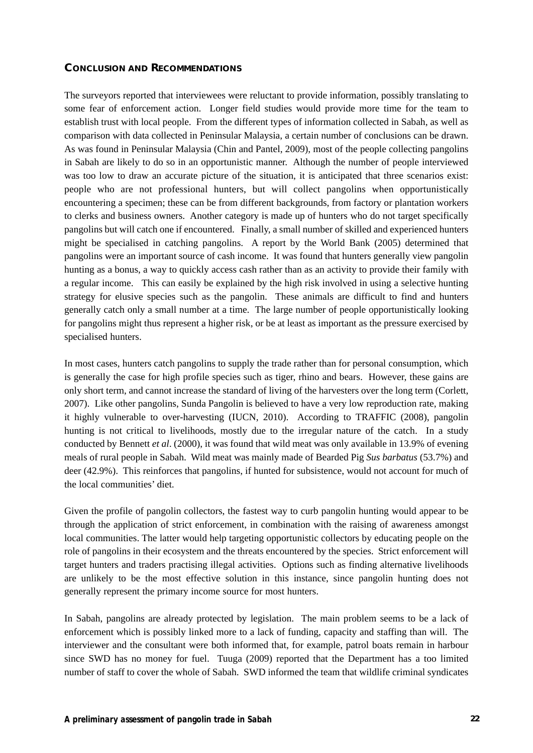## CONCLUSION AND RECOMMENDATIONS

The surveyors reported that interviewees were reluctant to provide information, possibly translating to some fear of enforcement action. Longer field studies would provide more time for the team to establish trust with local people. From the different types of information collected in Sabah, as well as comparison with data collected in Peninsular Malaysia, a certain number of conclusions can be drawn. As was found in Peninsular Malaysia (Chin and Pantel, 2009), most of the people collecting pangolins in Sabah are likely to do so in an opportunistic manner. Although the number of people interviewed was too low to draw an accurate picture of the situation, it is anticipated that three scenarios exist: people who are not professional hunters, but will collect pangolins when opportunistically encountering a specimen; these can be from different backgrounds, from factory or plantation workers to clerks and business owners. Another category is made up of hunters who do not target specifically pangolins but will catch one if encountered. Finally, a small number of skilled and experienced hunters might be specialised in catching pangolins. A report by the World Bank (2005) determined that pangolins were an important source of cash income. It was found that hunters generally view pangolin hunting as a bonus, a way to quickly access cash rather than as an activity to provide their family with a regular income. This can easily be explained by the high risk involved in using a selective hunting strategy for elusive species such as the pangolin. These animals are difficult to find and hunters generally catch only a small number at a time. The large number of people opportunistically looking for pangolins might thus represent a higher risk, or be at least as important as the pressure exercised by specialised hunters.

In most cases, hunters catch pangolins to supply the trade rather than for personal consumption, which is generally the case for high profile species such as tiger, rhino and bears. However, these gains are only short term, and cannot increase the standard of living of the harvesters over the long term (Corlett, 2007). Like other pangolins, Sunda Pangolin is believed to have a very low reproduction rate, making it highly vulnerable to over-harvesting (IUCN, 2010). According to TRAFFIC (2008), pangolin hunting is not critical to livelihoods, mostly due to the irregular nature of the catch. In a study conducted by Bennett *et al*. (2000), it was found that wild meat was only available in 13.9% of evening meals of rural people in Sabah. Wild meat was mainly made of Bearded Pig *Sus barbatus* (53.7%) and deer (42.9%). This reinforces that pangolins, if hunted for subsistence, would not account for much of the local communities' diet.

Given the profile of pangolin collectors, the fastest way to curb pangolin hunting would appear to be through the application of strict enforcement, in combination with the raising of awareness amongst local communities. The latter would help targeting opportunistic collectors by educating people on the role of pangolins in their ecosystem and the threats encountered by the species. Strict enforcement will target hunters and traders practising illegal activities. Options such as finding alternative livelihoods are unlikely to be the most effective solution in this instance, since pangolin hunting does not generally represent the primary income source for most hunters.

In Sabah, pangolins are already protected by legislation. The main problem seems to be a lack of enforcement which is possibly linked more to a lack of funding, capacity and staffing than will. The interviewer and the consultant were both informed that, for example, patrol boats remain in harbour since SWD has no money for fuel. Tuuga (2009) reported that the Department has a too limited number of staff to cover the whole of Sabah. SWD informed the team that wildlife criminal syndicates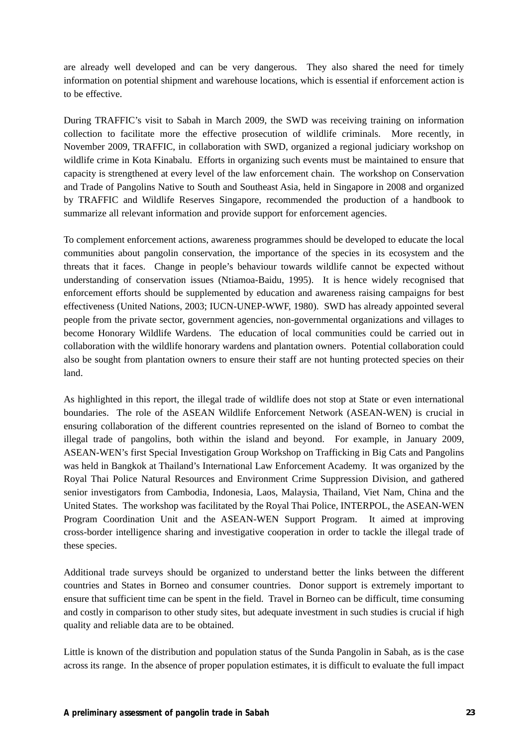are already well developed and can be very dangerous. They also shared the need for timely information on potential shipment and warehouse locations, which is essential if enforcement action is to be effective.

During TRAFFIC's visit to Sabah in March 2009, the SWD was receiving training on information collection to facilitate more the effective prosecution of wildlife criminals. More recently, in November 2009, TRAFFIC, in collaboration with SWD, organized a regional judiciary workshop on wildlife crime in Kota Kinabalu. Efforts in organizing such events must be maintained to ensure that capacity is strengthened at every level of the law enforcement chain. The workshop on Conservation and Trade of Pangolins Native to South and Southeast Asia, held in Singapore in 2008 and organized by TRAFFIC and Wildlife Reserves Singapore, recommended the production of a handbook to summarize all relevant information and provide support for enforcement agencies.

To complement enforcement actions, awareness programmes should be developed to educate the local communities about pangolin conservation, the importance of the species in its ecosystem and the threats that it faces. Change in people's behaviour towards wildlife cannot be expected without understanding of conservation issues (Ntiamoa-Baidu, 1995). It is hence widely recognised that enforcement efforts should be supplemented by education and awareness raising campaigns for best effectiveness (United Nations, 2003; IUCN-UNEP-WWF, 1980). SWD has already appointed several people from the private sector, government agencies, non-governmental organizations and villages to become Honorary Wildlife Wardens. The education of local communities could be carried out in collaboration with the wildlife honorary wardens and plantation owners. Potential collaboration could also be sought from plantation owners to ensure their staff are not hunting protected species on their land.

As highlighted in this report, the illegal trade of wildlife does not stop at State or even international boundaries. The role of the ASEAN Wildlife Enforcement Network (ASEAN-WEN) is crucial in ensuring collaboration of the different countries represented on the island of Borneo to combat the illegal trade of pangolins, both within the island and beyond. For example, in January 2009, ASEAN-WEN's first Special Investigation Group Workshop on Trafficking in Big Cats and Pangolins was held in Bangkok at Thailand's International Law Enforcement Academy. It was organized by the Royal Thai Police Natural Resources and Environment Crime Suppression Division, and gathered senior investigators from Cambodia, Indonesia, Laos, Malaysia, Thailand, Viet Nam, China and the United States. The workshop was facilitated by the Royal Thai Police, INTERPOL, the ASEAN-WEN Program Coordination Unit and the ASEAN-WEN Support Program. It aimed at improving cross-border intelligence sharing and investigative cooperation in order to tackle the illegal trade of these species.

Additional trade surveys should be organized to understand better the links between the different countries and States in Borneo and consumer countries. Donor support is extremely important to ensure that sufficient time can be spent in the field. Travel in Borneo can be difficult, time consuming and costly in comparison to other study sites, but adequate investment in such studies is crucial if high quality and reliable data are to be obtained.

Little is known of the distribution and population status of the Sunda Pangolin in Sabah, as is the case across its range. In the absence of proper population estimates, it is difficult to evaluate the full impact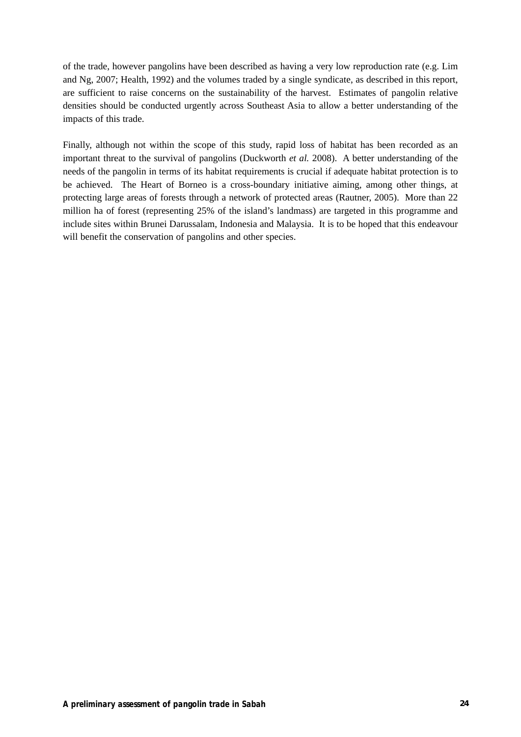of the trade, however pangolins have been described as having a very low reproduction rate (e.g. Lim and Ng, 2007; Health, 1992) and the volumes traded by a single syndicate, as described in this report, are sufficient to raise concerns on the sustainability of the harvest. Estimates of pangolin relative densities should be conducted urgently across Southeast Asia to allow a better understanding of the impacts of this trade.

Finally, although not within the scope of this study, rapid loss of habitat has been recorded as an important threat to the survival of pangolins (Duckworth *et al.* 2008). A better understanding of the needs of the pangolin in terms of its habitat requirements is crucial if adequate habitat protection is to be achieved. The Heart of Borneo is a cross-boundary initiative aiming, among other things, at protecting large areas of forests through a network of protected areas (Rautner, 2005). More than 22 million ha of forest (representing 25% of the island's landmass) are targeted in this programme and include sites within Brunei Darussalam, Indonesia and Malaysia. It is to be hoped that this endeavour will benefit the conservation of pangolins and other species.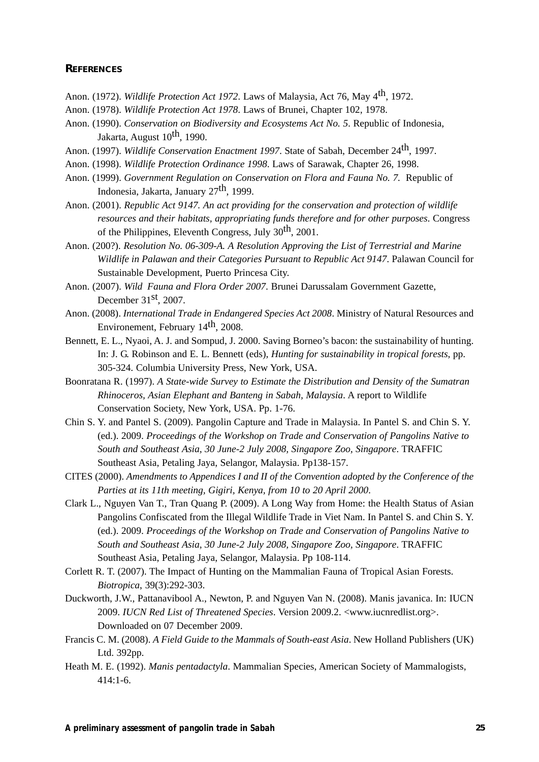## REFERENCES

Anon. (1972). *Wildlife Protection Act 1972*. Laws of Malaysia, Act 76, May 4th, 1972.

Anon. (1978). *Wildlife Protection Act 1978*. Laws of Brunei, Chapter 102, 1978.

Anon. (1990). *Conservation on Biodiversity and Ecosystems Act No. 5*. Republic of Indonesia, Jakarta, August 10th, 1990.

Anon. (1997). *Wildlife Conservation Enactment 1997*. State of Sabah, December 24th, 1997.

Anon. (1998). *Wildlife Protection Ordinance 1998*. Laws of Sarawak, Chapter 26, 1998.

Anon. (1999). *Government Regulation on Conservation on Flora and Fauna No. 7*. Republic of Indonesia, Jakarta, January 27th, 1999.

Anon. (2001). *Republic Act 9147. An act providing for the conservation and protection of wildlife resources and their habitats, appropriating funds therefore and for other purposes*. Congress of the Philippines, Eleventh Congress, July 30th, 2001.

Anon. (200?). *Resolution No. 06-309-A. A Resolution Approving the List of Terrestrial and Marine Wildlife in Palawan and their Categories Pursuant to Republic Act 9147*. Palawan Council for Sustainable Development, Puerto Princesa City.

Anon. (2007). *Wild Fauna and Flora Order 2007*. Brunei Darussalam Government Gazette, December 31st, 2007.

Anon. (2008). *International Trade in Endangered Species Act 2008*. Ministry of Natural Resources and Environement, February 14th, 2008.

Bennett, E. L., Nyaoi, A. J. and Sompud, J. 2000. Saving Borneo's bacon: the sustainability of hunting. In: J. G. Robinson and E. L. Bennett (eds), *Hunting for sustainability in tropical forests*, pp. 305-324. Columbia University Press, New York, USA.

Boonratana R. (1997). *A State-wide Survey to Estimate the Distribution and Density of the Sumatran Rhinoceros, Asian Elephant and Banteng in Sabah, Malaysia*. A report to Wildlife Conservation Society, New York, USA. Pp. 1-76.

Chin S. Y. and Pantel S. (2009). Pangolin Capture and Trade in Malaysia. In Pantel S. and Chin S. Y. (ed.). 2009. *Proceedings of the Workshop on Trade and Conservation of Pangolins Native to South and Southeast Asia, 30 June-2 July 2008, Singapore Zoo, Singapore*. TRAFFIC Southeast Asia, Petaling Jaya, Selangor, Malaysia. Pp138-157.

CITES (2000). *Amendments to Appendices I and II of the Convention adopted by the Conference of the Parties at its 11th meeting, Gigiri, Kenya, from 10 to 20 April 2000*.

Clark L., Nguyen Van T., Tran Quang P. (2009). A Long Way from Home: the Health Status of Asian Pangolins Confiscated from the Illegal Wildlife Trade in Viet Nam. In Pantel S. and Chin S. Y. (ed.). 2009. *Proceedings of the Workshop on Trade and Conservation of Pangolins Native to South and Southeast Asia, 30 June-2 July 2008, Singapore Zoo, Singapore*. TRAFFIC Southeast Asia, Petaling Jaya, Selangor, Malaysia. Pp 108-114.

Corlett R. T. (2007). The Impact of Hunting on the Mammalian Fauna of Tropical Asian Forests. *Biotropica*, 39(3):292-303.

Duckworth, J.W., Pattanavibool A., Newton, P. and Nguyen Van N. (2008). Manis javanica. In: IUCN 2009. *IUCN Red List of Threatened Species*. Version 2009.2. <www.iucnredlist.org>. Downloaded on 07 December 2009.

Francis C. M. (2008). *A Field Guide to the Mammals of South-east Asia*. New Holland Publishers (UK) Ltd. 392pp.

Heath M. E. (1992). *Manis pentadactyla*. Mammalian Species, American Society of Mammalogists, 414:1-6.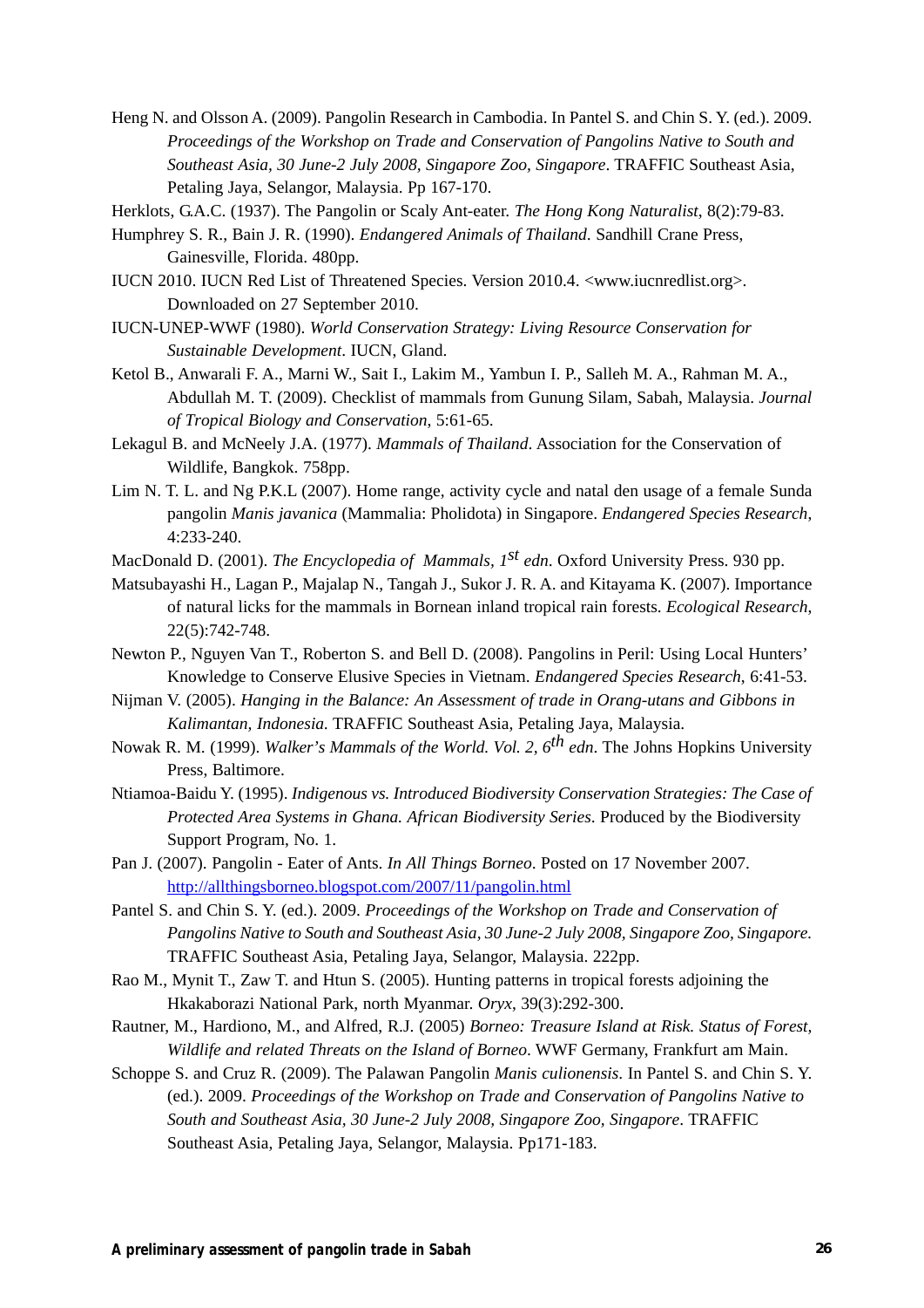Heng N. and Olsson A. (2009). Pangolin Research in Cambodia. In Pantel S. and Chin S. Y. (ed.). 2009. *Proceedings of the Workshop on Trade and Conservation of Pangolins Native to South and Southeast Asia, 30 June-2 July 2008, Singapore Zoo, Singapore*. TRAFFIC Southeast Asia, Petaling Jaya, Selangor, Malaysia. Pp 167-170.

Herklots, G.A.C. (1937). The Pangolin or Scaly Ant-eater. *The Hong Kong Naturalist*, 8(2):79-83.

Humphrey S. R., Bain J. R. (1990). *Endangered Animals of Thailand.* Sandhill Crane Press, Gainesville, Florida. 480pp.

IUCN 2010. IUCN Red List of Threatened Species. Version 2010.4. <www.iucnredlist.org>. Downloaded on 27 September 2010.

IUCN-UNEP-WWF (1980). *World Conservation Strategy: Living Resource Conservation for Sustainable Development*. IUCN, Gland.

Ketol B., Anwarali F. A., Marni W., Sait I., Lakim M., Yambun I. P., Salleh M. A., Rahman M. A., Abdullah M. T. (2009). Checklist of mammals from Gunung Silam, Sabah, Malaysia. *Journal of Tropical Biology and Conservation*, 5:61-65.

Lekagul B. and McNeely J.A. (1977). *Mammals of Thailand*. Association for the Conservation of Wildlife, Bangkok. 758pp.

Lim N. T. L. and Ng P.K.L (2007). Home range, activity cycle and natal den usage of a female Sunda pangolin *Manis javanica* (Mammalia: Pholidota) in Singapore. *Endangered Species Research*, 4:233-240.

MacDonald D. (2001). *The Encyclopedia of Mammals, 1st edn*. Oxford University Press. 930 pp.

Matsubayashi H., Lagan P., Majalap N., Tangah J., Sukor J. R. A. and Kitayama K. (2007). Importance of natural licks for the mammals in Bornean inland tropical rain forests. *Ecological Research*, 22(5):742-748.

Newton P., Nguyen Van T., Roberton S. and Bell D. (2008). Pangolins in Peril: Using Local Hunters' Knowledge to Conserve Elusive Species in Vietnam. *Endangered Species Research*, 6:41-53.

Nijman V. (2005). *Hanging in the Balance: An Assessment of trade in Orang-utans and Gibbons in Kalimantan, Indonesia.* TRAFFIC Southeast Asia, Petaling Jaya, Malaysia.

Nowak R. M. (1999). *Walker's Mammals of the World. Vol. 2, 6th edn*. The Johns Hopkins University Press, Baltimore.

Ntiamoa-Baidu Y. (1995). *Indigenous vs. Introduced Biodiversity Conservation Strategies: The Case of Protected Area Systems in Ghana. African Biodiversity Series*. Produced by the Biodiversity Support Program, No. 1.

Pan J. (2007). Pangolin - Eater of Ants. *In All Things Borneo*. Posted on 17 November 2007. http://allthingsborneo.blogspot.com/2007/11/pangolin.html

Pantel S. and Chin S. Y. (ed.). 2009. *Proceedings of the Workshop on Trade and Conservation of Pangolins Native to South and Southeast Asia, 30 June-2 July 2008, Singapore Zoo, Singapore.* TRAFFIC Southeast Asia, Petaling Jaya, Selangor, Malaysia. 222pp.

Rao M., Mynit T., Zaw T. and Htun S. (2005). Hunting patterns in tropical forests adjoining the Hkakaborazi National Park, north Myanmar. *Oryx*, 39(3):292-300.

Rautner, M., Hardiono, M., and Alfred, R.J. (2005) *Borneo: Treasure Island at Risk. Status of Forest, Wildlife and related Threats on the Island of Borneo*. WWF Germany, Frankfurt am Main.

Schoppe S. and Cruz R. (2009). The Palawan Pangolin *Manis culionensis*. In Pantel S. and Chin S. Y. (ed.). 2009. *Proceedings of the Workshop on Trade and Conservation of Pangolins Native to South and Southeast Asia, 30 June-2 July 2008, Singapore Zoo, Singapore*. TRAFFIC Southeast Asia, Petaling Jaya, Selangor, Malaysia. Pp171-183.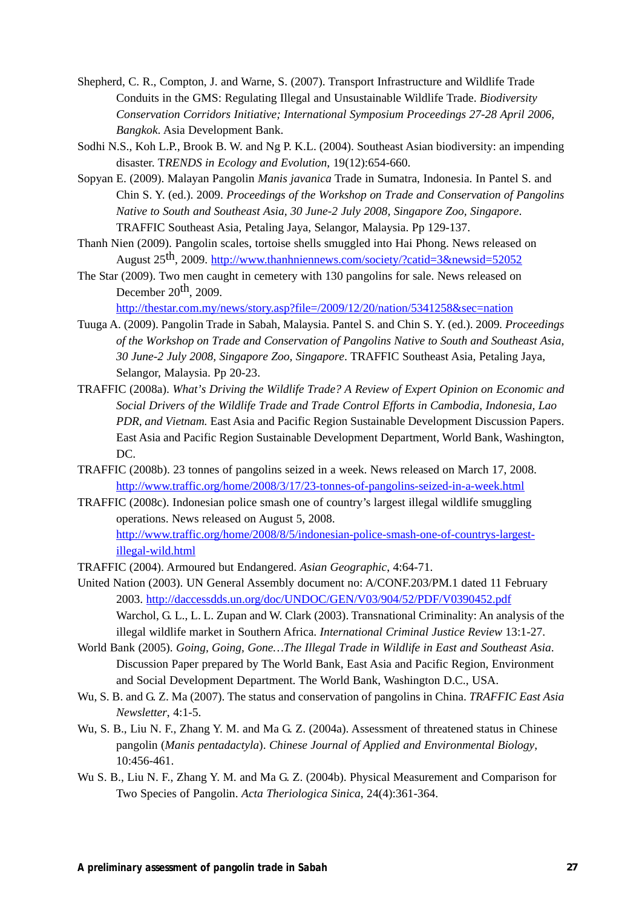Shepherd, C. R., Compton, J. and Warne, S. (2007). Transport Infrastructure and Wildlife Trade Conduits in the GMS: Regulating Illegal and Unsustainable Wildlife Trade. *Biodiversity Conservation Corridors Initiative; International Symposium Proceedings 27-28 April 2006, Bangkok*. Asia Development Bank.

Sodhi N.S., Koh L.P., Brook B. W. and Ng P. K.L. (2004). Southeast Asian biodiversity: an impending disaster. T*RENDS in Ecology and Evolution*, 19(12):654-660.

Sopyan E. (2009). Malayan Pangolin *Manis javanica* Trade in Sumatra, Indonesia. In Pantel S. and Chin S. Y. (ed.). 2009. *Proceedings of the Workshop on Trade and Conservation of Pangolins Native to South and Southeast Asia, 30 June-2 July 2008, Singapore Zoo, Singapore*. TRAFFIC Southeast Asia, Petaling Jaya, Selangor, Malaysia. Pp 129-137.

Thanh Nien (2009). Pangolin scales, tortoise shells smuggled into Hai Phong. News released on August 25th, 2009. http://www.thanhniennews.com/society/?catid=3&newsid=52052

The Star (2009). Two men caught in cemetery with 130 pangolins for sale. News released on December 20th, 2009. http://thestar.com.my/news/story.asp?file=/2009/12/20/nation/5341258&sec=nation

Tuuga A. (2009). Pangolin Trade in Sabah, Malaysia. Pantel S. and Chin S. Y. (ed.). 2009. *Proceedings of the Workshop on Trade and Conservation of Pangolins Native to South and Southeast Asia, 30 June-2 July 2008, Singapore Zoo, Singapore*. TRAFFIC Southeast Asia, Petaling Jaya, Selangor, Malaysia. Pp 20-23.

TRAFFIC (2008a). *What's Driving the Wildlife Trade? A Review of Expert Opinion on Economic and Social Drivers of the Wildlife Trade and Trade Control Efforts in Cambodia, Indonesia, Lao PDR, and Vietnam.* East Asia and Pacific Region Sustainable Development Discussion Papers. East Asia and Pacific Region Sustainable Development Department, World Bank, Washington, DC.

TRAFFIC (2008b). 23 tonnes of pangolins seized in a week. News released on March 17, 2008. http://www.traffic.org/home/2008/3/17/23-tonnes-of-pangolins-seized-in-a-week.html

TRAFFIC (2008c). Indonesian police smash one of country's largest illegal wildlife smuggling operations. News released on August 5, 2008. http://www.traffic.org/home/2008/8/5/indonesian-police-smash-one-of-countrys-largest-illegal-wild.html

TRAFFIC (2004). Armoured but Endangered. *Asian Geographic*, 4:64-71.

United Nation (2003). UN General Assembly document no: A/CONF.203/PM.1 dated 11 February 2003. http://daccessdds.un.org/doc/UNDOC/GEN/V03/904/52/PDF/V0390452.pdf

Warchol, G. L., L. L. Zupan and W. Clark (2003). Transnational Criminality: An analysis of the illegal wildlife market in Southern Africa. *International Criminal Justice Review* 13:1-27.

World Bank (2005). *Going, Going, Gone…The Illegal Trade in Wildlife in East and Southeast Asia*. Discussion Paper prepared by The World Bank, East Asia and Pacific Region, Environment and Social Development Department. The World Bank, Washington D.C., USA.

Wu, S. B. and G. Z. Ma (2007). The status and conservation of pangolins in China. *TRAFFIC East Asia Newsletter*, 4:1-5.

Wu, S. B., Liu N. F., Zhang Y. M. and Ma G. Z. (2004a). Assessment of threatened status in Chinese pangolin (*Manis pentadactyla*). *Chinese Journal of Applied and Environmental Biology*, 10:456-461.

Wu S. B., Liu N. F., Zhang Y. M. and Ma G. Z. (2004b). Physical Measurement and Comparison for Two Species of Pangolin. *Acta Theriologica Sinica*, 24(4):361-364.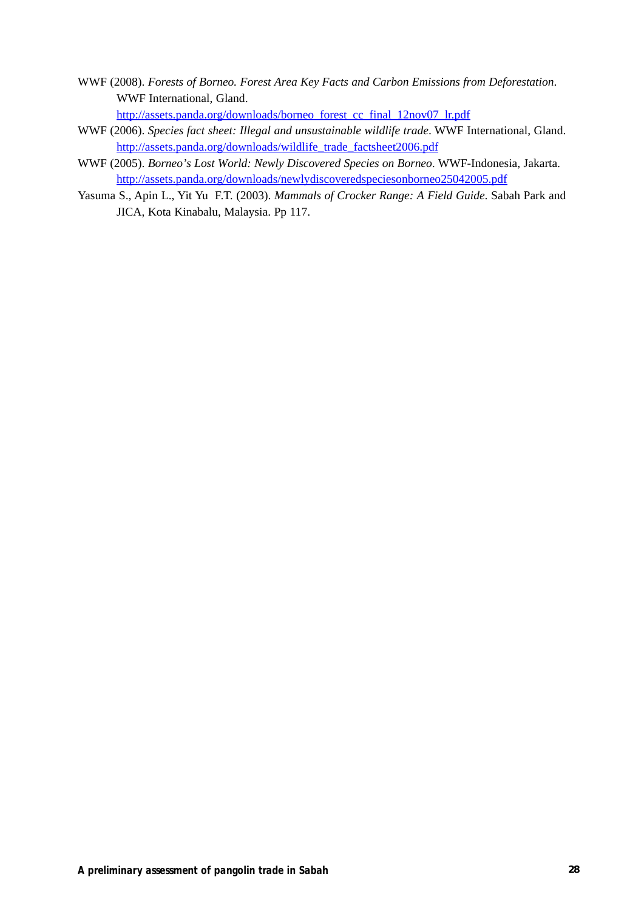WWF (2008). *Forests of Borneo. Forest Area Key Facts and Carbon Emissions from Deforestation*. WWF International, Gland. http://assets.panda.org/downloads/borneo_forest_cc_final_12nov07_lr.pdf

WWF (2006). *Species fact sheet: Illegal and unsustainable wildlife trade*. WWF International, Gland. http://assets.panda.org/downloads/wildlife_trade_factsheet2006.pdf

WWF (2005). *Borneo's Lost World: Newly Discovered Species on Borneo*. WWF-Indonesia, Jakarta. http://assets.panda.org/downloads/newlydiscoveredspeciesonborneo25042005.pdf

Yasuma S., Apin L., Yit Yu F.T. (2003). *Mammals of Crocker Range: A Field Guide*. Sabah Park and JICA, Kota Kinabalu, Malaysia. Pp 117.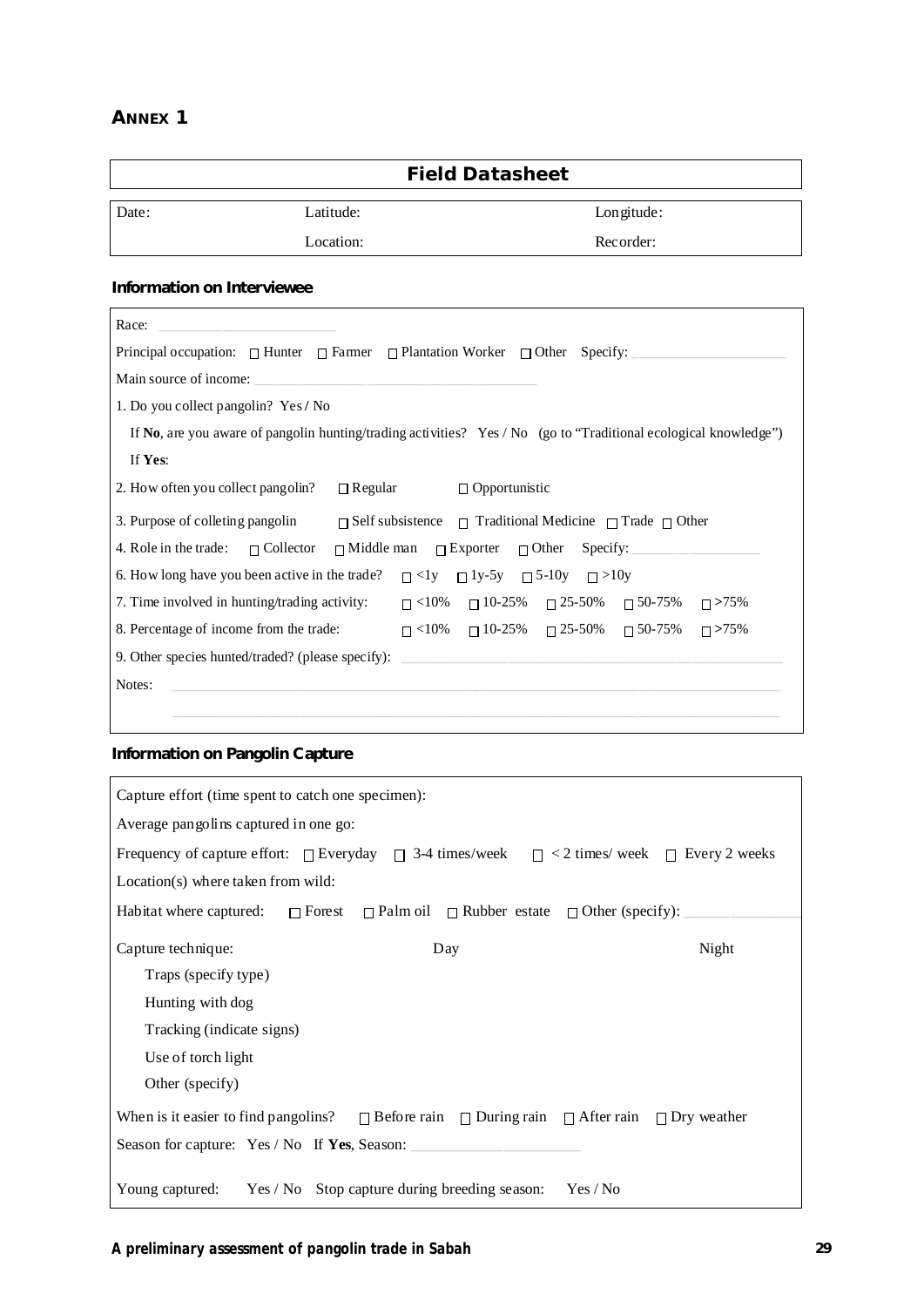## ANNEX 1

### Field Datasheet

| Date: | Latitude: | Longitude: |
|---|---|---|
| | Location: | Recorder: |

**Information on Interviewee**

Race: \_\_\_\_\_\_\_\_\_\_\_\_\_\_\_\_\_\_\_\_

Principal occupation: ☐ Hunter ☐ Farmer ☐ Plantation Worker ☐ Other Specify: \_\_\_\_\_\_\_\_\_\_\_\_\_\_\_\_\_\_\_\_

Main source of income: \_\_\_\_\_\_\_\_\_\_\_\_\_\_\_\_\_\_\_\_\_\_\_\_\_\_\_\_\_\_

1. Do you collect pangolin? Yes / No

   If **No**, are you aware of pangolin hunting/trading activities? Yes / No (go to "Traditional ecological knowledge")

   If **Yes**:

2. How often you collect pangolin? ☐ Regular ☐ Opportunistic

3. Purpose of colleting pangolin ☐ Self subsistence ☐ Traditional Medicine ☐ Trade ☐ Other

4. Role in the trade: ☐ Collector ☐ Middle man ☐ Exporter ☐ Other Specify: \_\_\_\_\_\_\_\_\_\_\_\_\_\_\_\_\_\_\_\_

6. How long have you been active in the trade? ☐ <1y ☐ 1y-5y ☐ 5-10y ☐ >10y

7. Time involved in hunting/trading activity: ☐ <10% ☐ 10-25% ☐ 25-50% ☐ 50-75% ☐ >75%

8. Percentage of income from the trade: ☐ <10% ☐ 10-25% ☐ 25-50% ☐ 50-75% ☐ >75%

9. Other species hunted/traded? (please specify): \_\_\_\_\_\_\_\_\_\_\_\_\_\_\_\_\_\_\_\_\_\_\_\_\_\_\_\_\_\_

Notes: \_\_\_\_\_\_\_\_\_\_\_\_\_\_\_\_\_\_\_\_\_\_\_\_\_\_\_\_\_\_\_\_\_\_\_\_\_\_\_\_\_\_\_\_\_\_\_\_\_\_\_\_\_\_\_\_

**Information on Pangolin Capture**

Capture effort (time spent to catch one specimen):

Average pangolins captured in one go:

Frequency of capture effort: ☐ Everyday ☐ 3-4 times/week ☐ < 2 times/ week ☐ Every 2 weeks

Location(s) where taken from wild:

Habitat where captured: ☐ Forest ☐ Palm oil ☐ Rubber estate ☐ Other (specify): \_\_\_\_\_\_\_\_\_\_\_\_\_\_\_\_\_\_\_\_

| Capture technique: | Day | Night |
|---|---|---|
| Traps (specify type) | | |
| Hunting with dog | | |
| Tracking (indicate signs) | | |
| Use of torch light | | |
| Other (specify) | | |

When is it easier to find pangolins? ☐ Before rain ☐ During rain ☐ After rain ☐ Dry weather

Season for capture: Yes / No If **Yes**, Season: \_\_\_\_\_\_\_\_\_\_\_\_\_\_\_\_\_\_\_\_

Young captured: Yes / No Stop capture during breeding season: Yes / No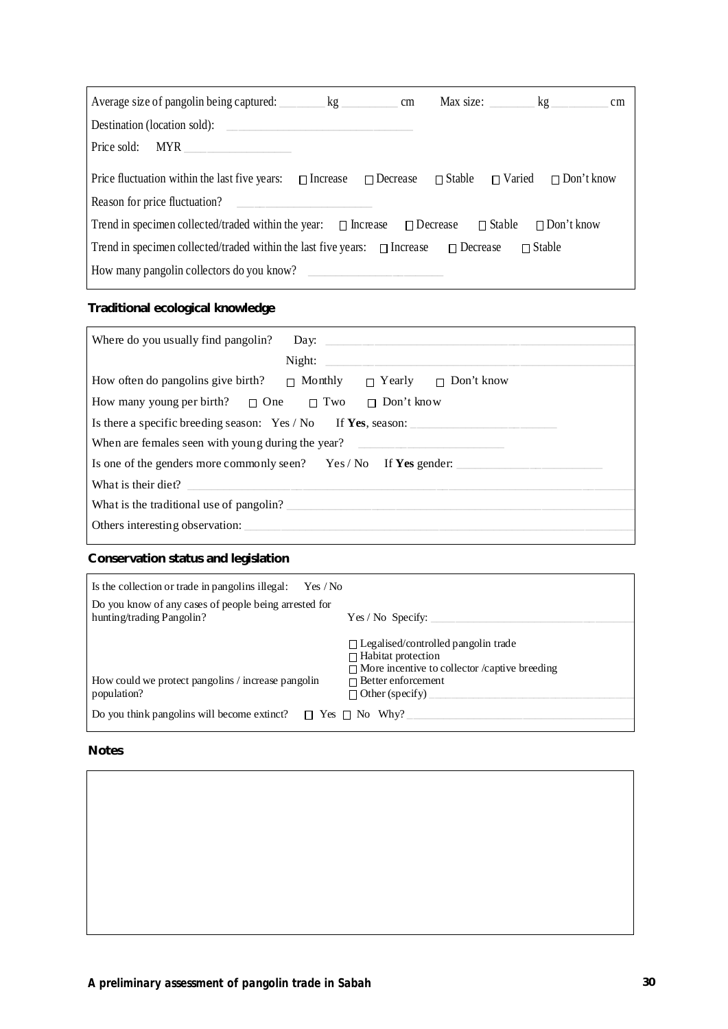Average size of pangolin being captured: ________ kg __________ cm    Max size: ________ kg __________ cm

Destination (location sold): ______________________________

Price sold:   MYR ________________

Price fluctuation within the last five years:   ☐ Increase   ☐ Decrease   ☐ Stable   ☐ Varied   ☐ Don't know

Reason for price fluctuation? ______________________

Trend in specimen collected/traded within the year:   ☐ Increase   ☐ Decrease   ☐ Stable   ☐ Don't know

Trend in specimen collected/traded within the last five years:   ☐ Increase   ☐ Decrease   ☐ Stable

How many pangolin collectors do you know? ______________________

**Traditional ecological knowledge**

Where do you usually find pangolin?   Day: ______________________________

Night: ______________________________

How often do pangolins give birth?   ☐ Monthly   ☐ Yearly   ☐ Don't know

How many young per birth?   ☐ One   ☐ Two   ☐ Don't know

Is there a specific breeding season: Yes / No   If **Yes**, season: ______________________

When are females seen with young during the year? ______________________

Is one of the genders more commonly seen?   Yes / No   If **Yes** gender: ______________________

What is their diet? ______________________________

What is the traditional use of pangolin? ______________________________

Others interesting observation: ______________________________

**Conservation status and legislation**

Is the collection or trade in pangolins illegal:   Yes / No

Do you know of any cases of people being arrested for hunting/trading Pangolin?   Yes / No Specify: ______________________

How could we protect pangolins / increase pangolin population?

- ☐ Legalised/controlled pangolin trade
- ☐ Habitat protection
- ☐ More incentive to collector /captive breeding
- ☐ Better enforcement
- ☐ Other (specify) ______________________

Do you think pangolins will become extinct?   ☐ Yes ☐ No   Why? ______________________

**Notes**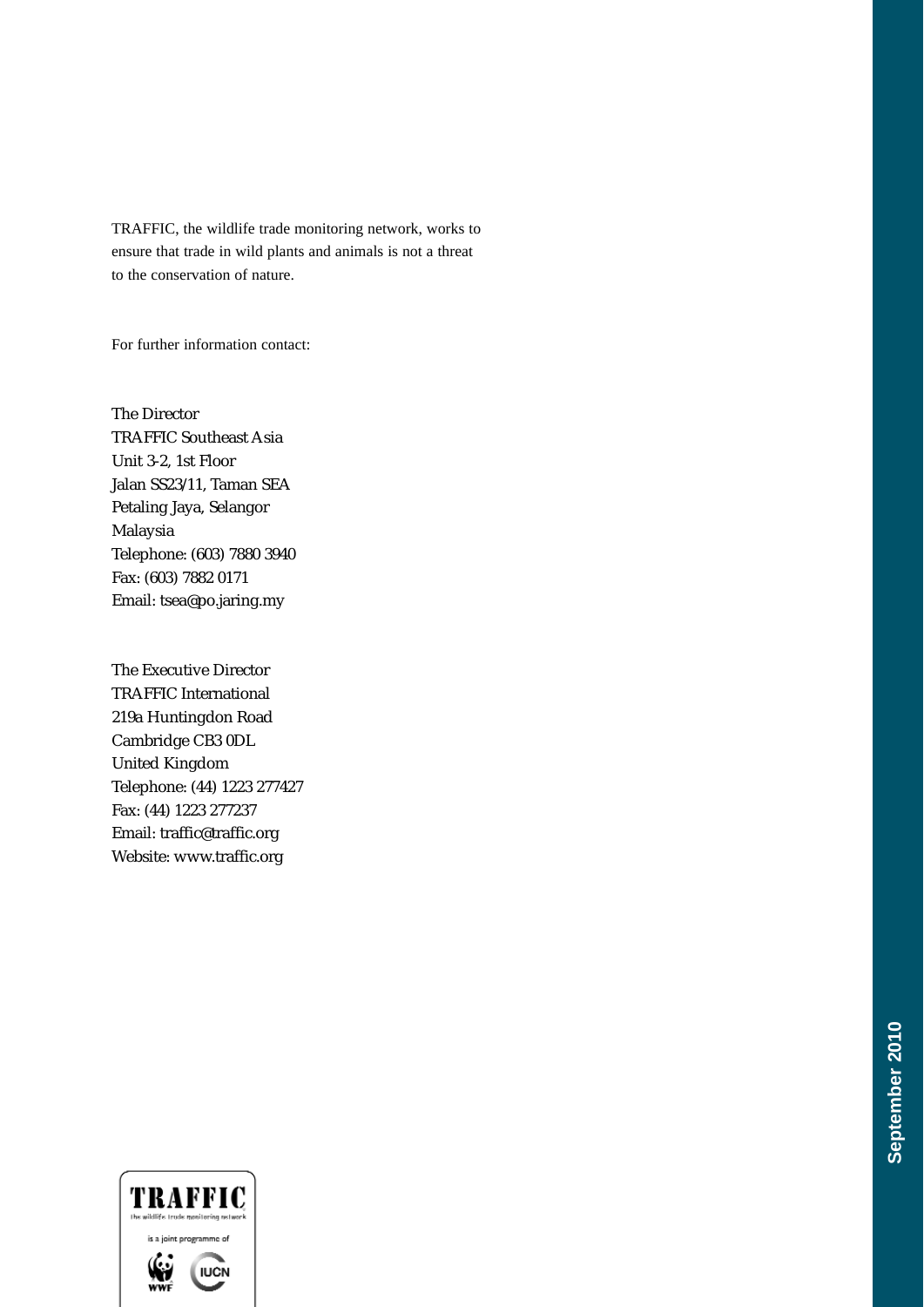TRAFFIC, the wildlife trade monitoring network, works to ensure that trade in wild plants and animals is not a threat to the conservation of nature.

For further information contact:

The Director
TRAFFIC Southeast Asia
Unit 3-2, 1st Floor
Jalan SS23/11, Taman SEA
Petaling Jaya, Selangor
Malaysia
Telephone: (603) 7880 3940
Fax: (603) 7882 0171
Email: tsea@po.jaring.my

The Executive Director
TRAFFIC International
219a Huntingdon Road
Cambridge CB3 0DL
United Kingdom
Telephone: (44) 1223 277427
Fax: (44) 1223 277237
Email: traffic@traffic.org
Website: www.traffic.org

September 2010

TRAFFIC
the wildlife trade monitoring network
is a joint programme of
WWF IUCN